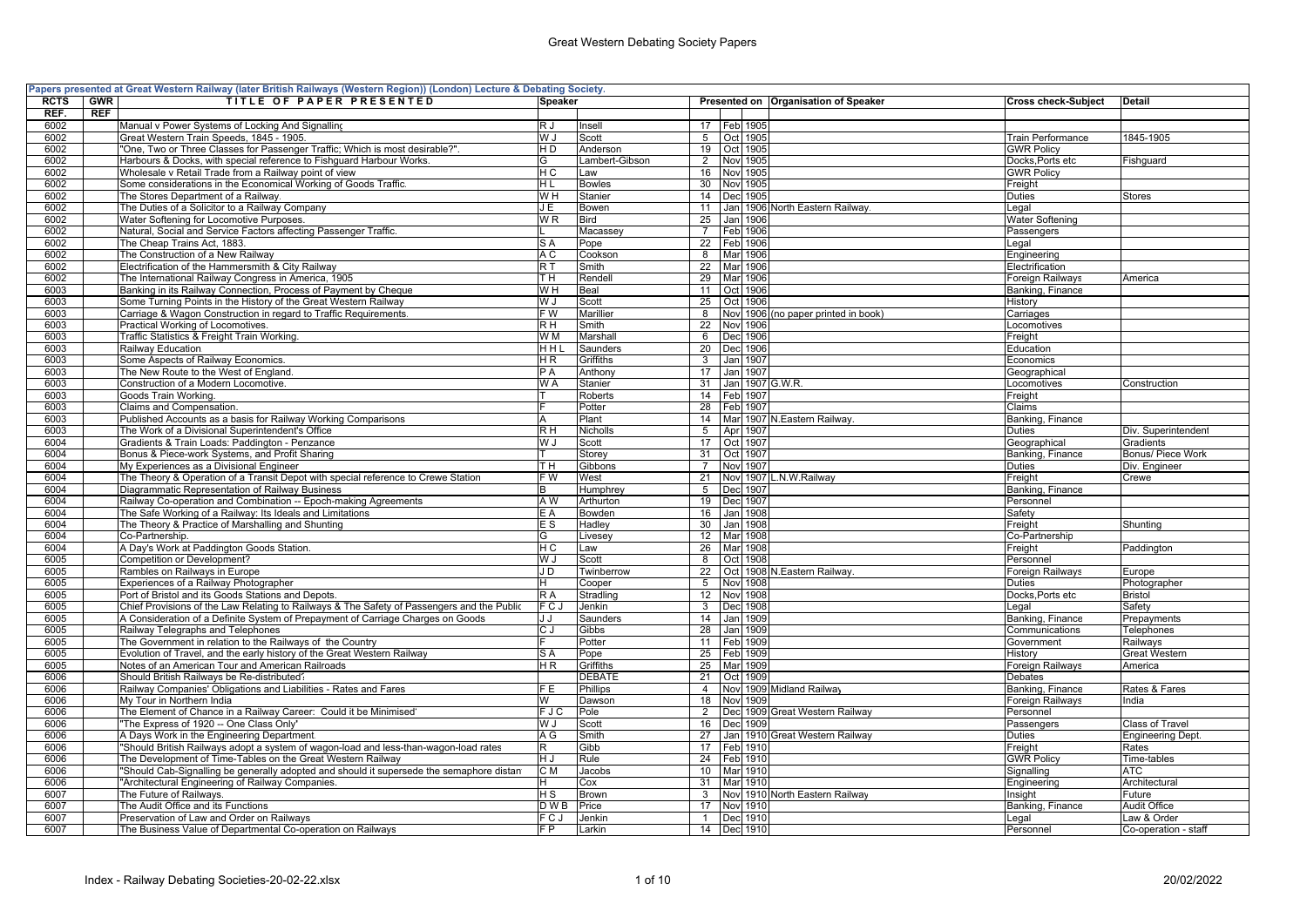**Papers presented at Great Western Railway (later British Railways (Western Region)) (London) Lecture & Debating Society.**

| RCTS REF. | GWR REF | TITLE OF PAPER PRESENTED | Speaker | | Presented on | | | Organisation of Speaker | Cross check-Subject | Detail |
|---|---|---|---|---|---|---|---|---|---|---|
| 6002 | | Manual v Power Systems of Locking And Signalling | R J | Insell | 17 | Feb | 1905 | | | |
| 6002 | | Great Western Train Speeds, 1845 - 1905. | W J | Scott | 5 | Oct | 1905 | | Train Performance | 1845-1905 |
| 6002 | | "One, Two or Three Classes for Passenger Traffic; Which is most desirable?". | H D | Anderson | 19 | Oct | 1905 | | GWR Policy | |
| 6002 | | Harbours & Docks, with special reference to Fishguard Harbour Works. | G | Lambert-Gibson | 2 | Nov | 1905 | | Docks,Ports etc | Fishguard |
| 6002 | | Wholesale v Retail Trade from a Railway point of view | H C | Law | 16 | Nov | 1905 | | GWR Policy | |
| 6002 | | Some considerations in the Economical Working of Goods Traffic. | H L | Bowles | 30 | Nov | 1905 | | Freight | |
| 6002 | | The Stores Department of a Railway. | W H | Stanier | 14 | Dec | 1905 | | Duties | Stores |
| 6002 | | The Duties of a Solicitor to a Railway Company | J E | Bowen | 11 | Jan | 1906 | North Eastern Railway. | Legal | |
| 6002 | | Water Softening for Locomotive Purposes. | W R | Bird | 25 | Jan | 1906 | | Water Softening | |
| 6002 | | Natural, Social and Service Factors affecting Passenger Traffic. | L | Macassey | 7 | Feb | 1906 | | Passengers | |
| 6002 | | The Cheap Trains Act, 1883. | S A | Pope | 22 | Feb | 1906 | | Legal | |
| 6002 | | The Construction of a New Railway | A C | Cookson | 8 | Mar | 1906 | | Engineering | |
| 6002 | | Electrification of the Hammersmith & City Railway | R T | Smith | 22 | Mar | 1906 | | Electrification | |
| 6002 | | The International Railway Congress in America, 1905 | T H | Rendell | 29 | Mar | 1906 | | Foreign Railways | America |
| 6003 | | Banking in its Railway Connection, Process of Payment by Cheque | W H | Beal | 11 | Oct | 1906 | | Banking, Finance | |
| 6003 | | Some Turning Points in the History of the Great Western Railway | W J | Scott | 25 | Oct | 1906 | | History | |
| 6003 | | Carriage & Wagon Construction in regard to Traffic Requirements. | F W | Marillier | 8 | Nov | 1906 | (no paper printed in book) | Carriages | |
| 6003 | | Practical Working of Locomotives. | R H | Smith | 22 | Nov | 1906 | | Locomotives | |
| 6003 | | Traffic Statistics & Freight Train Working. | W M | Marshall | 6 | Dec | 1906 | | Freight | |
| 6003 | | Railway Education | H H L | Saunders | 20 | Dec | 1906 | | Education | |
| 6003 | | Some Aspects of Railway Economics. | H R | Griffiths | 3 | Jan | 1907 | | Economics | |
| 6003 | | The New Route to the West of England. | P A | Anthony | 17 | Jan | 1907 | | Geographical | |
| 6003 | | Construction of a Modern Locomotive. | W A | Stanier | 31 | Jan | 1907 | G.W.R. | Locomotives | Construction |
| 6003 | | Goods Train Working. | T | Roberts | 14 | Feb | 1907 | | Freight | |
| 6003 | | Claims and Compensation. | F | Potter | 28 | Feb | 1907 | | Claims | |
| 6003 | | Published Accounts as a basis for Railway Working Comparisons | A | Plant | 14 | Mar | 1907 | N.Eastern Railway. | Banking, Finance | |
| 6003 | | The Work of a Divisional Superintendent's Office | R H | Nicholls | 5 | Apr | 1907 | | Duties | Div. Superintendent |
| 6004 | | Gradients & Train Loads: Paddington - Penzance | W J | Scott | 17 | Oct | 1907 | | Geographical | Gradients |
| 6004 | | Bonus & Piece-work Systems, and Profit Sharing | T | Storey | 31 | Oct | 1907 | | Banking, Finance | Bonus/ Piece Work |
| 6004 | | My Experiences as a Divisional Engineer | T H | Gibbons | 7 | Nov | 1907 | | Duties | Div. Engineer |
| 6004 | | The Theory & Operation of a Transit Depot with special reference to Crewe Station | F W | West | 21 | Nov | 1907 | L.N.W.Railway | Freight | Crewe |
| 6004 | | Diagrammatic Representation of Railway Business | B | Humphrey | 5 | Dec | 1907 | | Banking, Finance | |
| 6004 | | Railway Co-operation and Combination -- Epoch-making Agreements | A W | Arthurton | 19 | Dec | 1907 | | Personnel | |
| 6004 | | The Safe Working of a Railway: Its Ideals and Limitations | E A | Bowden | 16 | Jan | 1908 | | Safety | |
| 6004 | | The Theory & Practice of Marshalling and Shunting | E S | Hadley | 30 | Jan | 1908 | | Freight | Shunting |
| 6004 | | Co-Partnership. | G | Livesey | 12 | Mar | 1908 | | Co-Partnership | |
| 6004 | | A Day's Work at Paddington Goods Station. | H C | Law | 26 | Mar | 1908 | | Freight | Paddington |
| 6005 | | Competition or Development? | W J | Scott | 8 | Oct | 1908 | | Personnel | |
| 6005 | | Rambles on Railways in Europe | J D | Twinberrow | 22 | Oct | 1908 | N.Eastern Railway. | Foreign Railways | Europe |
| 6005 | | Experiences of a Railway Photographer | H | Cooper | 5 | Nov | 1908 | | Duties | Photographer |
| 6005 | | Port of Bristol and its Goods Stations and Depots. | R A | Stradling | 12 | Nov | 1908 | | Docks,Ports etc | Bristol |
| 6005 | | Chief Provisions of the Law Relating to Railways & The Safety of Passengers and the Public | F C J | Jenkin | 3 | Dec | 1908 | | Legal | Safety |
| 6005 | | A Consideration of a Definite System of Prepayment of Carriage Charges on Goods | J J | Saunders | 14 | Jan | 1909 | | Banking, Finance | Prepayments |
| 6005 | | Railway Telegraphs and Telephones | C J | Gibbs | 28 | Jan | 1909 | | Communications | Telephones |
| 6005 | | The Government in relation to the Railways of the Country | F | Potter | 11 | Feb | 1909 | | Government | Railways |
| 6005 | | Evolution of Travel, and the early history of the Great Western Railway | S A | Pope | 25 | Feb | 1909 | | History | Great Western |
| 6005 | | Notes of an American Tour and American Railroads | H R | Griffiths | 25 | Mar | 1909 | | Foreign Railways | America |
| 6006 | | Should British Railways be Re-distributed? | | DEBATE | 21 | Oct | 1909 | | Debates | |
| 6006 | | Railway Companies' Obligations and Liabilities - Rates and Fares | F E | Phillips | 4 | Nov | 1909 | Midland Railway | Banking, Finance | Rates & Fares |
| 6006 | | My Tour in Northern India | W | Dawson | 18 | Nov | 1909 | | Foreign Railways | India |
| 6006 | | The Element of Chance in a Railway Career: Could it be Minimised? | F J C | Pole | 2 | Dec | 1909 | Great Western Railway | Personnel | |
| 6006 | | "The Express of 1920 -- One Class Only" | W J | Scott | 16 | Dec | 1909 | | Passengers | Class of Travel |
| 6006 | | A Days Work in the Engineering Department. | A G | Smith | 27 | Jan | 1910 | Great Western Railway | Duties | Engineering Dept. |
| 6006 | | "Should British Railways adopt a system of wagon-load and less-than-wagon-load rates | R | Gibb | 17 | Feb | 1910 | | Freight | Rates |
| 6006 | | The Development of Time-Tables on the Great Western Railway | H J | Rule | 24 | Feb | 1910 | | GWR Policy | Time-tables |
| 6006 | | "Should Cab-Signalling be generally adopted and should it supersede the semaphore distan | C M | Jacobs | 10 | Mar | 1910 | | Signalling | ATC |
| 6006 | | "Architectural Engineering of Railway Companies. | H | Cox | 31 | Mar | 1910 | | Engineering | Architectural |
| 6007 | | The Future of Railways. | H S | Brown | 3 | Nov | 1910 | North Eastern Railway | Insight | Future |
| 6007 | | The Audit Office and its Functions | D W B | Price | 17 | Nov | 1910 | | Banking, Finance | Audit Office |
| 6007 | | Preservation of Law and Order on Railways | F C J | Jenkin | 1 | Dec | 1910 | | Legal | Law & Order |
| 6007 | | The Business Value of Departmental Co-operation on Railways | F P | Larkin | 14 | Dec | 1910 | | Personnel | Co-operation - staff |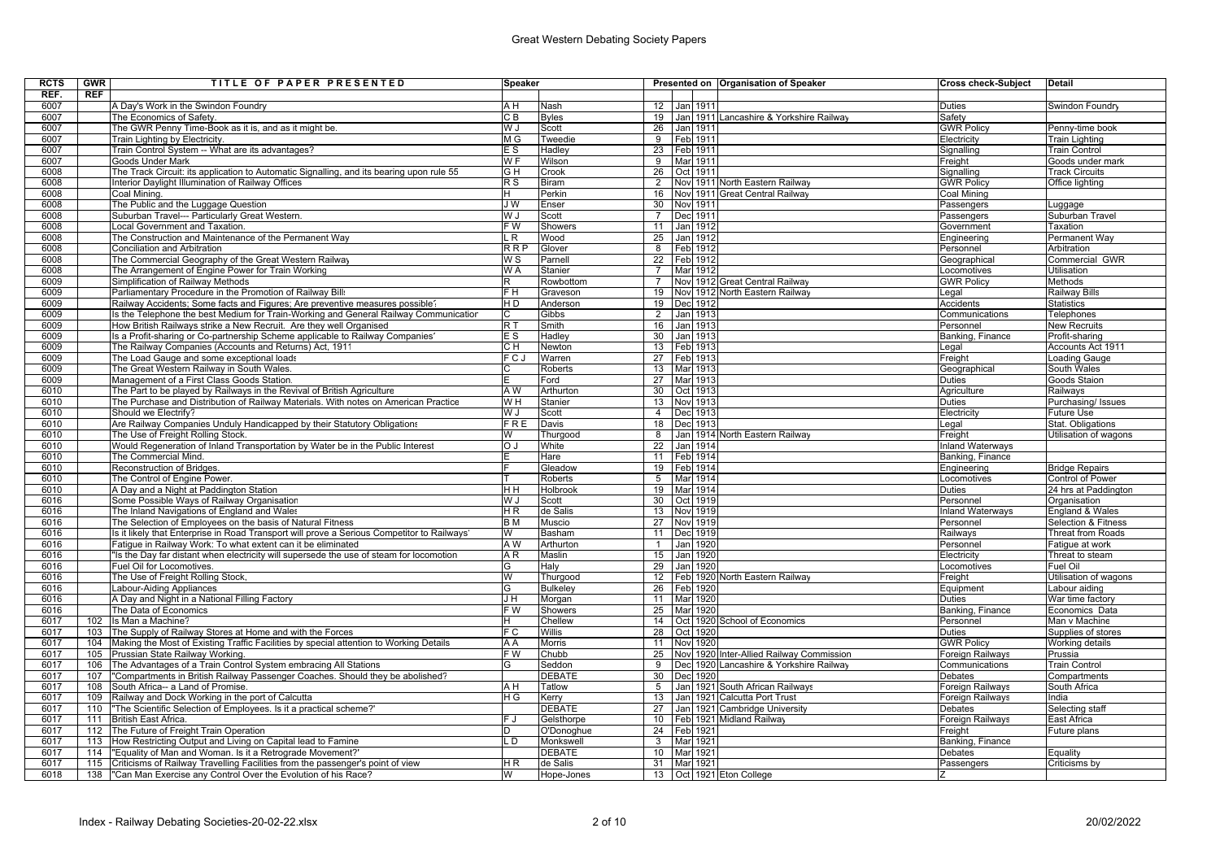# Great Western Debating Society Papers

| RCTS REF. | GWR REF | TITLE OF PAPER PRESENTED | Speaker | | Presented on | | | Organisation of Speaker | Cross check-Subject | Detail |
|---|---|---|---|---|---|---|---|---|---|---|
| 6007 | | A Day's Work in the Swindon Foundry | A H | Nash | 12 | Jan | 1911 | | Duties | Swindon Foundry |
| 6007 | | The Economics of Safety. | C B | Byles | 19 | Jan | 1911 | Lancashire & Yorkshire Railway | Safety | |
| 6007 | | The GWR Penny Time-Book as it is, and as it might be. | W J | Scott | 26 | Jan | 1911 | | GWR Policy | Penny-time book |
| 6007 | | Train Lighting by Electricity. | M G | Tweedie | 9 | Feb | 1911 | | Electricity | Train Lighting |
| 6007 | | Train Control System -- What are its advantages? | E S | Hadley | 23 | Feb | 1911 | | Signalling | Train Control |
| 6007 | | Goods Under Mark | W F | Wilson | 9 | Mar | 1911 | | Freight | Goods under mark |
| 6008 | | The Track Circuit: its application to Automatic Signalling, and its bearing upon rule 55 | G H | Crook | 26 | Oct | 1911 | | Signalling | Track Circuits |
| 6008 | | Interior Daylight Illumination of Railway Offices | R S | Biram | 2 | Nov | 1911 | North Eastern Railway | GWR Policy | Office lighting |
| 6008 | | Coal Mining. | H | Perkin | 16 | Nov | 1911 | Great Central Railway | Coal Mining | |
| 6008 | | The Public and the Luggage Question | J W | Enser | 30 | Nov | 1911 | | Passengers | Luggage |
| 6008 | | Suburban Travel--- Particularly Great Western. | W J | Scott | 7 | Dec | 1911 | | Passengers | Suburban Travel |
| 6008 | | Local Government and Taxation. | F W | Showers | 11 | Jan | 1912 | | Government | Taxation |
| 6008 | | The Construction and Maintenance of the Permanent Way | L R | Wood | 25 | Jan | 1912 | | Engineering | Permanent Way |
| 6008 | | Conciliation and Arbitration | R R P | Glover | 8 | Feb | 1912 | | Personnel | Arbitration |
| 6008 | | The Commercial Geography of the Great Western Railway | W S | Parnell | 22 | Feb | 1912 | | Geographical | Commercial GWR |
| 6008 | | The Arrangement of Engine Power for Train Working | W A | Stanier | 7 | Mar | 1912 | | Locomotives | Utilisation |
| 6009 | | Simplification of Railway Methods | R | Rowbottom | 7 | Nov | 1912 | Great Central Railway | GWR Policy | Methods |
| 6009 | | Parliamentary Procedure in the Promotion of Railway Bills | F H | Graveson | 19 | Nov | 1912 | North Eastern Railway | Legal | Railway Bills |
| 6009 | | Railway Accidents; Some facts and Figures; Are preventive measures possible? | H D | Anderson | 19 | Dec | 1912 | | Accidents | Statistics |
| 6009 | | Is the Telephone the best Medium for Train-Working and General Railway Communication | C | Gibbs | 2 | Jan | 1913 | | Communications | Telephones |
| 6009 | | How British Railways strike a New Recruit. Are they well Organised | R T | Smith | 16 | Jan | 1913 | | Personnel | New Recruits |
| 6009 | | Is a Profit-sharing or Co-partnership Scheme applicable to Railway Companies? | E S | Hadley | 30 | Jan | 1913 | | Banking, Finance | Profit-sharing |
| 6009 | | The Railway Companies (Accounts and Returns) Act, 1911 | C H | Newton | 13 | Feb | 1913 | | Legal | Accounts Act 1911 |
| 6009 | | The Load Gauge and some exceptional loads | F C J | Warren | 27 | Feb | 1913 | | Freight | Loading Gauge |
| 6009 | | The Great Western Railway in South Wales. | C | Roberts | 13 | Mar | 1913 | | Geographical | South Wales |
| 6009 | | Management of a First Class Goods Station. | E | Ford | 27 | Mar | 1913 | | Duties | Goods Staion |
| 6010 | | The Part to be played by Railways in the Revival of British Agriculture | A W | Arthurton | 30 | Oct | 1913 | | Agriculture | Railways |
| 6010 | | The Purchase and Distribution of Railway Materials. With notes on American Practice | W H | Stanier | 13 | Nov | 1913 | | Duties | Purchasing/ Issues |
| 6010 | | Should we Electrify? | W J | Scott | 4 | Dec | 1913 | | Electricity | Future Use |
| 6010 | | Are Railway Companies Unduly Handicapped by their Statutory Obligations | F R E | Davis | 18 | Dec | 1913 | | Legal | Stat. Obligations |
| 6010 | | The Use of Freight Rolling Stock. | W | Thurgood | 8 | Jan | 1914 | North Eastern Railway | Freight | Utilisation of wagons |
| 6010 | | Would Regeneration of Inland Transportation by Water be in the Public Interest | O J | White | 22 | Jan | 1914 | | Inland Waterways | |
| 6010 | | The Commercial Mind. | E | Hare | 11 | Feb | 1914 | | Banking, Finance | |
| 6010 | | Reconstruction of Bridges. | F | Gleadow | 19 | Feb | 1914 | | Engineering | Bridge Repairs |
| 6010 | | The Control of Engine Power. | T | Roberts | 5 | Mar | 1914 | | Locomotives | Control of Power |
| 6010 | | A Day and a Night at Paddington Station | H H | Holbrook | 19 | Mar | 1914 | | Duties | 24 hrs at Paddington |
| 6016 | | Some Possible Ways of Railway Organisation | W J | Scott | 30 | Oct | 1919 | | Personnel | Organisation |
| 6016 | | The Inland Navigations of England and Wales | H R | de Salis | 13 | Nov | 1919 | | Inland Waterways | England & Wales |
| 6016 | | The Selection of Employees on the basis of Natural Fitness | B M | Muscio | 27 | Nov | 1919 | | Personnel | Selection & Fitness |
| 6016 | | Is it likely that Enterprise in Road Transport will prove a Serious Competitor to Railways' | W | Basham | 11 | Dec | 1919 | | Railways | Threat from Roads |
| 6016 | | Fatigue in Railway Work: To what extent can it be eliminated | A W | Arthurton | 1 | Jan | 1920 | | Personnel | Fatigue at work |
| 6016 | | "Is the Day far distant when electricity will supersede the use of steam for locomotion | A R | Maslin | 15 | Jan | 1920 | | Electricity | Threat to steam |
| 6016 | | Fuel Oil for Locomotives. | G | Haly | 29 | Jan | 1920 | | Locomotives | Fuel Oil |
| 6016 | | The Use of Freight Rolling Stock, | W | Thurgood | 12 | Feb | 1920 | North Eastern Railway | Freight | Utilisation of wagons |
| 6016 | | Labour-Aiding Appliances | G | Bulkeley | 26 | Feb | 1920 | | Equipment | Labour aiding |
| 6016 | | A Day and Night in a National Filling Factory | J H | Morgan | 11 | Mar | 1920 | | Duties | War time factory |
| 6016 | | The Data of Economics | F W | Showers | 25 | Mar | 1920 | | Banking, Finance | Economics Data |
| 6017 | 102 | Is Man a Machine? | H | Chellew | 14 | Oct | 1920 | School of Economics | Personnel | Man v Machine |
| 6017 | 103 | The Supply of Railway Stores at Home and with the Forces | F C | Willis | 28 | Oct | 1920 | | Duties | Supplies of stores |
| 6017 | 104 | Making the Most of Existing Traffic Facilities by special attention to Working Details | A A | Morris | 11 | Nov | 1920 | | GWR Policy | Working details |
| 6017 | 105 | Prussian State Railway Working. | F W | Chubb | 25 | Nov | 1920 | Inter-Allied Railway Commission | Foreign Railways | Prussia |
| 6017 | 106 | The Advantages of a Train Control System embracing All Stations | G | Seddon | 9 | Dec | 1920 | Lancashire & Yorkshire Railway | Communications | Train Control |
| 6017 | 107 | "Compartments in British Railway Passenger Coaches. Should they be abolished? | | DEBATE | 30 | Dec | 1920 | | Debates | Compartments |
| 6017 | 108 | South Africa-- a Land of Promise. | A H | Tatlow | 5 | Jan | 1921 | South African Railways | Foreign Railways | South Africa |
| 6017 | 109 | Railway and Dock Working in the port of Calcutta | H G | Kerry | 13 | Jan | 1921 | Calcutta Port Trust | Foreign Railways | India |
| 6017 | 110 | "The Scientific Selection of Employees. Is it a practical scheme?' | | DEBATE | 27 | Jan | 1921 | Cambridge University | Debates | Selecting staff |
| 6017 | 111 | British East Africa. | F J | Gelsthorpe | 10 | Feb | 1921 | Midland Railway | Foreign Railways | East Africa |
| 6017 | 112 | The Future of Freight Train Operation | D | O'Donoghue | 24 | Feb | 1921 | | Freight | Future plans |
| 6017 | 113 | How Restricting Output and Living on Capital lead to Famine | L D | Monkswell | 3 | Mar | 1921 | | Banking, Finance | |
| 6017 | 114 | "Equality of Man and Woman. Is it a Retrograde Movement?' | | DEBATE | 10 | Mar | 1921 | | Debates | Equality |
| 6017 | 115 | Criticisms of Railway Travelling Facilities from the passenger's point of view | H R | de Salis | 31 | Mar | 1921 | | Passengers | Criticisms by |
| 6018 | 138 | "Can Man Exercise any Control Over the Evolution of his Race? | W | Hope-Jones | 13 | Oct | 1921 | Eton College | Z | |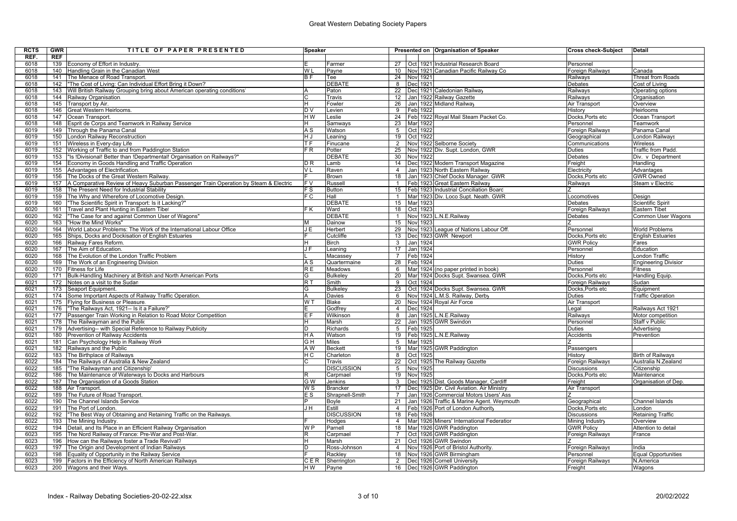# Great Western Debating Society Papers

| RCTS REF. | GWR REF | TITLE OF PAPER PRESENTED | Speaker | | Presented on | | | Organisation of Speaker | Cross check-Subject | Detail |
|---|---|---|---|---|---|---|---|---|---|---|
| 6018 | 139 | Economy of Effort in Industry. | E | Farmer | 27 | Oct | 1921 | Industrial Research Board | Personnel | |
| 6018 | 140 | Handling Grain in the Canadian West | W L | Payne | 10 | Nov | 1921 | Canadian Pacific Railway Co | Foreign Railways | Canada |
| 6018 | 141 | The Menace of Road Transport. | B F | Tee | 24 | Nov | 1921 | | Railways | Threat from Roads |
| 6018 | 142 | "The Cost of Living: Can Individual Effort Bring it Down?" | | DEBATE | 8 | Dec | 1921 | | Debates | Cost of Living |
| 6018 | 143 | Will British Railway Grouping bring about American operating conditions' | A | Paton | 22 | Dec | 1921 | Caledonian Railway | Railways | Operating options |
| 6018 | 144 | Railway Organisation. | C | Travis | 12 | Jan | 1922 | Railway Gazette | Railways | Organisation |
| 6018 | 145 | Transport by Air. | H | Fowler | 26 | Jan | 1922 | Midland Railway | Air Transport | Overview |
| 6018 | 146 | Great Western Heirlooms. | D V | Levien | 9 | Feb | 1922 | | History | Heirlooms |
| 6018 | 147 | Ocean Transport. | H W | Leslie | 24 | Feb | 1922 | Royal Mail Steam Packet Co. | Docks,Ports etc | Ocean Transport |
| 6018 | 148 | Esprit de Corps and Teamwork in Railway Service | H | Samways | 23 | Mar | 1922 | | Personnel | Teamwork |
| 6019 | 149 | Through the Panama Canal. | A S | Watson | 5 | Oct | 1922 | | Foreign Railways | Panama Canal |
| 6019 | 150 | London Railway Reconstruction | H J | Leaning | 19 | Oct | 1922 | | Geographical | London Railways |
| 6019 | 151 | Wireless in Every-day Life | T F | Finucane | 2 | Nov | 1922 | Selborne Society | Communications | Wireless |
| 6019 | 152 | Working of Traffic to and from Paddington Station | F R | Potter | 25 | Nov | 1922 | Div. Supt. London, GWR | Duties | Traffic from Padd. |
| 6019 | 153 | "Is !Divisional! Better than !Departmental! Organisation on Railways?" | | DEBATE | 30 | Nov | 1922 | | Debates | Div. v Department |
| 6019 | 154 | Economy in Goods Handling and Traffic Operation | D R | Lamb | 14 | Dec | 1922 | Modern Transport Magazine | Freight | Handling |
| 6019 | 155 | Advantages of Electrification. | V L | Raven | 4 | Jan | 1923 | North Eastern Railway | Electricity | Advantages |
| 6019 | 156 | The Docks of the Great Western Railway. | F | Brown | 18 | Jan | 1923 | Chief Docks Manager. GWR | Docks,Ports etc | GWR Owned |
| 6019 | 157 | A Comparative Review of Heavy Suburban Passenger Train Operation by Steam & Electric | F V | Russell | 1 | Feb | 1923 | Great Eastern Railway | Railways | Steam v Electric |
| 6019 | 158 | The Present Need for Industrial Stability | F S | Button | 15 | Feb | 1923 | Industrial Conciliation Board | Z | |
| 6019 | 159 | The Why and Wherefore of Locomotive Design. | F C | Hall | 1 | Mar | 1923 | Div. Loco Supt. Neath. GWR | Locomotives | Design |
| 6019 | 160 | "The Scientific Spirit in Transport: Is it Lacking?" | | DEBATE | 15 | Mar | 1923 | | Debates | Scientific Spirit |
| 6020 | 161 | Travel and Plant Hunting in Eastern Tibet | F K | Ward | 18 | Oct | 1923 | | Foreign Railways | Eastern Tibet |
| 6020 | 162 | "The Case for and against Common User of Wagons" | | DEBATE | 1 | Nov | 1923 | L.N.E.Railway | Debates | Common User Wagons |
| 6020 | 163 | "How the Mind Works" | M | Dainow | 15 | Nov | 1923 | | Z | |
| 6020 | 164 | World Labour Problems: The Work of the International Labour Office | J E | Herbert | 29 | Nov | 1923 | League of Nations Labour Off. | Personnel | World Problems |
| 6020 | 165 | Ships, Docks and Dockisation of English Estuaries | F | Cutcliffe | 13 | Dec | 1923 | GWR Newport | Docks,Ports etc | English Estuaries |
| 6020 | 166 | Railway Fares Reform. | H | Birch | 3 | Jan | 1924 | | GWR Policy | Fares |
| 6020 | 167 | The Aim of Education. | J F | Leaning | 17 | Jan | 1924 | | Personnel | Education |
| 6020 | 168 | The Evolution of the London Traffic Problem | L | Macassey | 7 | Feb | 1924 | | History | London Traffic |
| 6020 | 169 | The Work of an Engineering Division. | A S | Quartermaine | 28 | Feb | 1924 | | Duties | Engineering Division |
| 6020 | 170 | Fitness for Life | R E | Meadows | 6 | Mar | 1924 | (no paper printed in book) | Personnel | Fitness |
| 6020 | 171 | Bulk-Handling Machinery at British and North American Ports | G | Bulkeley | 20 | Mar | 1924 | Docks Supt. Swansea. GWR | Docks,Ports etc | Handling Equip. |
| 6021 | 172 | Notes on a visit to the Sudan | R T | Smith | 9 | Oct | 1924 | | Foreign Railways | Sudan |
| 6021 | 173 | Seaport Equipment. | G | Bulkeley | 23 | Oct | 1924 | Docks Supt. Swansea. GWR | Docks,Ports etc | Equipment |
| 6021 | 174 | Some Important Aspects of Railway Traffic Operation. | A | Davies | 6 | Nov | 1924 | L.M.S. Railway, Derby | Duties | Traffic Operation |
| 6021 | 175 | Flying for Business or Pleasure. | W T | Blake | 20 | Nov | 1924 | Royal Air Force | Air Transport | |
| 6021 | 176 | "The Railways Act, 1921-- Is it a Failure?" | E | Godfrey | 4 | Dec | 1924 | | Legal | Railways Act 1921 |
| 6021 | 177 | Passenger Train Working in Relation to Road Motor Competition | E F | Wilkinson | 8 | Jan | 1925 | L.N.E.Railway | Railways | Motor competition |
| 6021 | 178 | The Railwayman and the Public | H | Marsh | 22 | Jan | 1925 | GWR Swindon | Personnel | Staff v Public |
| 6021 | 179 | Advertising-- with Special Reference to Railway Publicity | D | Richards | 5 | Feb | 1925 | | Duties | Advertising |
| 6021 | 180 | Prevention of Railway Accidents | H A | Watson | 19 | Feb | 1925 | L.N.E.Railway | Accidents | Prevention |
| 6021 | 181 | Can Psychology Help in Railway Work | G H | Miles | 5 | Mar | 1925 | | Z | |
| 6021 | 182 | Railways and the Public | A W | Beckett | 19 | Mar | 1925 | GWR Paddington | Passengers | |
| 6022 | 183 | The Birthplace of Railways | H C | Charleton | 8 | Oct | 1925 | | History | Birth of Railways |
| 6022 | 184 | The Railways of Australia & New Zealand | C | Travis | 22 | Oct | 1925 | The Railway Gazette | Foreign Railways | Australia N.Zealand |
| 6022 | 185 | "The Railwayman and Citizenship" | | DISCUSSION | 5 | Nov | 1925 | | Discussions | Citizenship |
| 6022 | 186 | The Maintenance of Waterways to Docks and Harbours | R | Carpmael | 19 | Nov | 1925 | | Docks,Ports etc | Maintenance |
| 6022 | 187 | The Organisation of a Goods Station. | G W | Jenkins | 3 | Dec | 1925 | Dist. Goods Manager, Cardiff | Freight | Organisation of Dep. |
| 6022 | 188 | Air Transport. | W S | Brancker | 17 | Dec | 1925 | Dir. Civil Aviation. Air Ministry | Air Transport | |
| 6022 | 189 | The Future of Road Transport. | E S | Shrapnell-Smith | 7 | Jan | 1926 | Commercial Motors Users' Ass | Z | |
| 6022 | 190 | The Channel Islands Service. | P | Boyle | 21 | Jan | 1926 | Traffic & Marine Agent. Weymouth | Geographical | Channel Islands |
| 6022 | 191 | The Port of London. | J H | Estill | 4 | Feb | 1926 | Port of London Authority | Docks,Ports etc | London |
| 6022 | 192 | "The Best Way of Obtaining and Retaining Traffic on the Railways. | | DISCUSSION | 18 | Feb | 1926 | | Discussions | Retaining Traffic |
| 6022 | 193 | The Mining Industry. | F | Hodges | 4 | Mar | 1926 | Miners' International Federation | Mining Industry | Overview |
| 6022 | 194 | Detail, and Its Place in an Efficient Railway Organisation | W P | Parnell | 18 | Mar | 1926 | GWR Paddington | GWR Policy | Attention to detail |
| 6023 | 195 | The Nord Railway of France: Pre-War and Post-War. | R | Carpmael | 7 | Oct | 1926 | GWR Paddington | Foreign Railways | France |
| 6023 | 196 | How can the Railways foster a Trade Revival? | H | Marsh | 21 | Oct | 1926 | GWR Swindon | Z | |
| 6023 | 197 | The Origin and Development of Indian Railways | D | Ross-Johnson | 4 | Nov | 1926 | Port of Bristol Authority. | Foreign Railways | India |
| 6023 | 198 | Equality of Opportunity in the Railway Service | F | Rackley | 18 | Nov | 1926 | GWR Birmingham | Personnel | Equal Opportunities |
| 6023 | 199 | Factors in the Efficiency of North American Railways | C E R | Sherrington | 2 | Dec | 1926 | Cornell University | Foreign Railways | N.America |
| 6023 | 200 | Wagons and their Ways. | H W | Payne | 16 | Dec | 1926 | GWR Paddington | Freight | Wagons |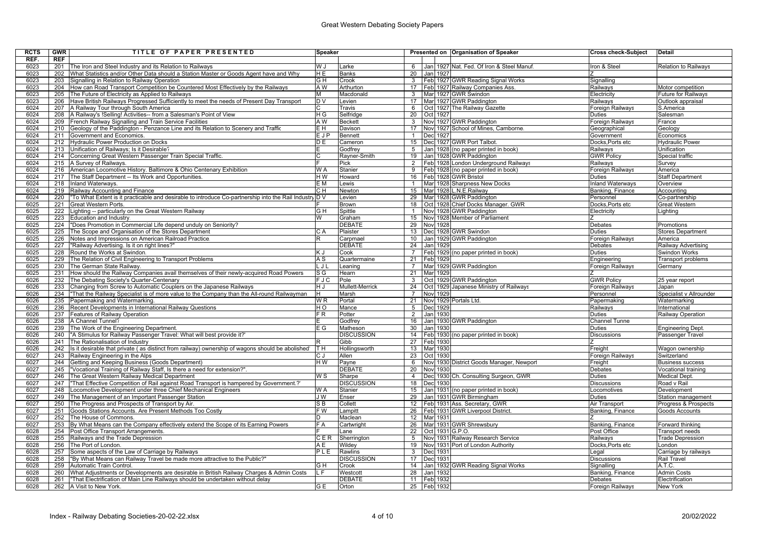# Great Western Debating Society Papers

| RCTS REF. | GWR REF | TITLE OF PAPER PRESENTED | Speaker | | Presented on | | | Organisation of Speaker | Cross check-Subject | Detail |
|---|---|---|---|---|---|---|---|---|---|---|
| 6023 | 201 | The Iron and Steel Industry and its Relation to Railways | W J | Larke | 6 | Jan | 1927 | Nat. Fed. Of Iron & Steel Manuf. | Iron & Steel | Relation to Railways |
| 6023 | 202 | What Statistics and/or Other Data should a Station Master or Goods Agent have and Why | H E | Banks | 20 | Jan | 1927 | | Z | |
| 6023 | 203 | Signalling in Relation to Railway Operation | G H | Crook | 3 | Feb | 1927 | GWR Reading Signal Works | Signalling | |
| 6023 | 204 | How can Road Transport Competition be Countered Most Effectively by the Railways | A W | Arthurton | 17 | Feb | 1927 | Railway Companies Ass. | Railways | Motor competition |
| 6023 | 205 | The Future of Electricity as Applied to Railways | M | Macdonald | 3 | Mar | 1927 | GWR Swindon | Electricity | Future for Railways |
| 6023 | 206 | Have British Railways Progressed Sufficiently to meet the needs of Present Day Transport | D V | Levien | 17 | Mar | 1927 | GWR Paddington | Railways | Outlook appraisal |
| 6024 | 207 | A Railway Tour through South America | C | Travis | 6 | Oct | 1927 | The Railway Gazette | Foreign Railways | S.America |
| 6024 | 208 | A Railway's !Selling! Activities-- from a Salesman's Point of View | H G | Selfridge | 20 | Oct | 1927 | | Duties | Salesman |
| 6024 | 209 | French Railway Signalling and Train Service Facilities | A W | Beckett | 3 | Nov | 1927 | GWR Paddington | Foreign Railways | France |
| 6024 | 210 | Geology of the Paddington - Penzance Line and its Relation to Scenery and Traffic | E H | Davison | 17 | Nov | 1927 | School of Mines, Camborne. | Geographical | Geology |
| 6024 | 211 | Government and Economics. | E J P | Bennett | 1 | Dec | 1927 | | Government | Economics |
| 6024 | 212 | Hydraulic Power Production on Docks | D E | Cameron | 15 | Dec | 1927 | GWR Port Talbot. | Docks,Ports etc | Hydraulic Power |
| 6024 | 213 | Unification of Railways; Is it Desirable? | E | Godfrey | 5 | Jan | 1928 | (no paper printed in book) | Railways | Unification |
| 6024 | 214 | Concerning Great Western Passenger Train Special Traffic. | C | Rayner-Smith | 19 | Jan | 1928 | GWR Paddington | GWR Policy | Special traffic |
| 6024 | 215 | A Survey of Railways. | F | Pick | 2 | Feb | 1928 | London Underground Railways | Railways | Survey |
| 6024 | 216 | American Locomotive History. Baltimore & Ohio Centenary Exhibition | W A | Stanier | 9 | Feb | 1928 | (no paper printed in book) | Foreign Railways | America |
| 6024 | 217 | The Staff Department -- Its Work and Opportunities. | H W | Howard | 16 | Feb | 1928 | GWR Bristol | Duties | Staff Department |
| 6024 | 218 | Inland Waterways. | E M | Lewis | 1 | Mar | 1928 | Sharpness New Docks | Inland Waterways | Overview |
| 6024 | 219 | Railway Accounting and Finance | C H | Newton | 15 | Mar | 1928 | L.N.E.Railway | Banking, Finance | Accounting |
| 6024 | 220 | "To What Extent is it practicable and desirable to introduce Co-partnership into the Rail Industry | D V | Levien | 29 | Mar | 1928 | GWR Paddington | Personnel | Co-partnership |
| 6025 | 221 | Great Western Ports. | F | Brown | 18 | Oct | 1928 | Chief Docks Manager. GWR | Docks,Ports etc | Great Western |
| 6025 | 222 | Lighting -- particularly on the Great Western Railway | G H | Spittle | 1 | Nov | 1928 | GWR Paddington | Electricity | Lighting |
| 6025 | 223 | Education and Industry. | W | Graham | 15 | Nov | 1928 | Member of Parliament | Z | |
| 6025 | 224 | "Does Promotion in Commercial Life depend unduly on Seniority? | | DEBATE | 29 | Nov | 1928 | | Debates | Promotions |
| 6025 | 225 | The Scope and Organisation of the Stores Department | C A | Plaister | 13 | Dec | 1928 | GWR Swindon | Duties | Stores Department |
| 6025 | 226 | Notes and Impressions on American Railroad Practice. | R | Carpmael | 10 | Jan | 1929 | GWR Paddington | Foreign Railways | America |
| 6025 | 227 | "Railway Advertising. Is it on right lines?" | | DEBATE | 24 | Jan | 1929 | | Debates | Railway Advertising |
| 6025 | 228 | Round the Works at Swindon. | K J | Cook | 7 | Feb | 1929 | (no paper printed in book) | Duties | Swindon Works |
| 6025 | 229 | The Relation of Civil Engineering to Transport Problems | A S | Quartermaine | 21 | Feb | 1929 | | Engineering | Transport problems |
| 6025 | 230 | The German State Railway. | L J L | Leaning | 7 | Mar | 1929 | GWR Paddington | Foreign Railways | Germany |
| 6025 | 231 | How should the Railway Companies avail themselves of their newly-acquired Road Powers | S G | Hearn | 21 | Mar | 1929 | | Z | |
| 6026 | 232 | The Debating Society's Quarter-Centenary | F J C | Pole | 3 | Oct | 1929 | GWR Paddington | GWR Policy | 25 year report |
| 6026 | 233 | Changing from Screw to Automatic Couplers on the Japanese Railways | H J | Mullett-Merrick | 24 | Oct | 1929 | Japanese Ministry of Railways | Foreign Railways | Japan |
| 6026 | 234 | "That the Railway Specialist is of more value to the Company than the All-round Railwayman | H | Marsh | 7 | Nov | 1929 | | Personnel | Specialist v Allrounder |
| 6026 | 235 | Papermaking and Watermarking. | W R | Portal | 21 | Nov | 1929 | Portals Ltd. | Papermaking | Watermarking |
| 6026 | 236 | Recent Developments in International Railway Questions | H O | Mance | 5 | Dec | 1929 | | Railways | International |
| 6026 | 237 | Features of Railway Operation | F R | Potter | 2 | Jan | 1930 | | Duties | Railway Operation |
| 6026 | 238 | A Channel Tunnel? | E | Godfrey | 16 | Jan | 1930 | GWR Paddington | Channel Tunne | |
| 6026 | 239 | The Work of the Engineering Department. | E G | Matheson | 30 | Jan | 1930 | | Duties | Engineering Dept. |
| 6026 | 240 | "A Stimulus for Railway Passenger Travel: What will best provide it?" | | DISCUSSION | 14 | Feb | 1930 | (no paper printed in book) | Discussions | Passenger Travel |
| 6026 | 241 | The Rationalisation of Industry | R | Gibb | 27 | Feb | 1930 | | Z | |
| 6026 | 242 | Is it desirable that private ( as distinct from railway) ownership of wagons should be abolished' | T H | Hollingsworth | 13 | Mar | 1930 | | Freight | Wagon ownership |
| 6027 | 243 | Railway Engineering in the Alps | C J | Allen | 23 | Oct | 1930 | | Foreign Railways | Switzerland |
| 6027 | 244 | Getting and Keeping Business (Goods Department) | H W | Payne | 6 | Nov | 1930 | District Goods Manager, Newport | Freight | Business success |
| 6027 | 245 | "Vocational Training of Railway Staff, Is there a need for extension?". | | DEBATE | 20 | Nov | 1930 | | Debates | Vocational training |
| 6027 | 246 | The Great Western Railway Medical Department | W S | Sharpe | 4 | Dec | 1930 | Ch. Consulting Surgeon, GWR | Duties | Medical Dept. |
| 6027 | 247 | "That Effective Competition of Rail against Road Transport is hampered by Government.?' | | DISCUSSION | 18 | Dec | 1930 | | Discussions | Road v Rail |
| 6027 | 248 | Locomotive Development under three Chief Mechanical Engineers | W A | Stanier | 15 | Jan | 1931 | (no paper printed in book) | Locomotives | Development |
| 6027 | 249 | The Management of an Important Passenger Station | J W | Enser | 29 | Jan | 1931 | GWR Birmingham | Duties | Station management |
| 6027 | 250 | The Progress and Prospects of Transport by Air. | S B | Collett | 12 | Feb | 1931 | Ass. Secretary, GWR | Air Transport | Progress & Prospects |
| 6027 | 251 | Goods Stations Accounts. Are Present Methods Too Costly | F W | Lampitt | 26 | Feb | 1931 | GWR Liverpool District. | Banking, Finance | Goods Accounts |
| 6027 | 252 | The House of Commons. | D | Maclean | 12 | Mar | 1931 | | Z | |
| 6027 | 253 | By What Means can the Company effectively extend the Scope of its Earning Powers | F A | Cartwright | 26 | Mar | 1931 | GWR Shrewsbury | Banking, Finance | Forward thinking |
| 6028 | 254 | Post Office Transport Arrangements. | F | Lane | 22 | Oct | 1931 | G.P.O. | Post Office | Transport needs |
| 6028 | 255 | Railways and the Trade Depression | C E R | Sherrington | 5 | Nov | 1931 | Railway Research Service | Railways | Trade Depression |
| 6028 | 256 | The Port of London. | A E | Wildey | 19 | Nov | 1931 | Port of London Authority | Docks,Ports etc | London |
| 6028 | 257 | Some aspects of the Law of Carriage by Railways | P L E | Rawlins | 3 | Dec | 1931 | | Legal | Carriage by railways |
| 6028 | 258 | "By What Means can Railway Travel be made more attractive to the Public?" | | DISCUSSION | 17 | Dec | 1931 | | Discussions | Rail Travel |
| 6028 | 259 | Automatic Train Control. | G H | Crook | 14 | Jan | 1932 | GWR Reading Signal Works | Signalling | A.T.C. |
| 6028 | 260 | What Adjustments or Developments are desirable in British Railway Charges & Admin Costs | L F | Westcott | 28 | Jan | 1932 | | Banking, Finance | Admin Costs |
| 6028 | 261 | "That Electrification of Main Line Railways should be undertaken without delay | | DEBATE | 11 | Feb | 1932 | | Debates | Electrification |
| 6028 | 262 | A Visit to New York. | G E | Orton | 25 | Feb | 1932 | | Foreign Railways | New York |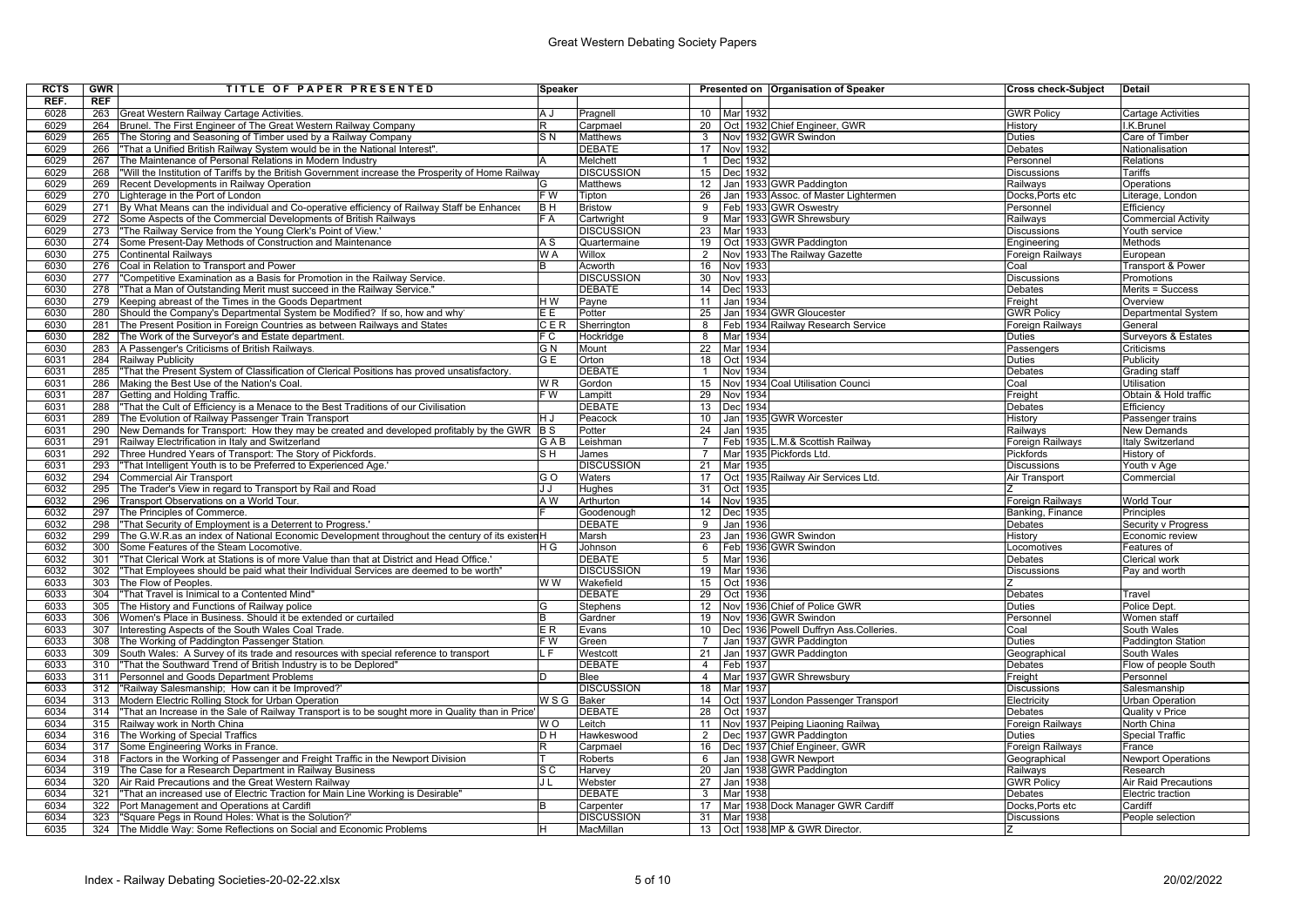# Great Western Debating Society Papers

| RCTS REF. | GWR REF | TITLE OF PAPER PRESENTED | Speaker | | Presented on | | | Organisation of Speaker | Cross check-Subject | Detail |
|---|---|---|---|---|---|---|---|---|---|---|
| 6028 | 263 | Great Western Railway Cartage Activities. | A J | Pragnell | 10 | Mar | 1932 | | GWR Policy | Cartage Activities |
| 6029 | 264 | Brunel. The First Engineer of The Great Western Railway Company | R | Carpmael | 20 | Oct | 1932 | Chief Engineer, GWR | History | I.K.Brunel |
| 6029 | 265 | The Storing and Seasoning of Timber used by a Railway Company | S N | Matthews | 3 | Nov | 1932 | GWR Swindon | Duties | Care of Timber |
| 6029 | 266 | "That a Unified British Railway System would be in the National Interest". | | DEBATE | 17 | Nov | 1932 | | Debates | Nationalisation |
| 6029 | 267 | The Maintenance of Personal Relations in Modern Industry | A | Melchett | 1 | Dec | 1932 | | Personnel | Relations |
| 6029 | 268 | "Will the Institution of Tariffs by the British Government increase the Prosperity of Home Railway | | DISCUSSION | 15 | Dec | 1932 | | Discussions | Tariffs |
| 6029 | 269 | Recent Developments in Railway Operation | G | Matthews | 12 | Jan | 1933 | GWR Paddington | Railways | Operations |
| 6029 | 270 | Lighterage in the Port of London | F W | Tipton | 26 | Jan | 1933 | Assoc. of Master Lightermen | Docks,Ports etc | Literage, London |
| 6029 | 271 | By What Means can the individual and Co-operative efficiency of Railway Staff be Enhanced | B H | Bristow | 9 | Feb | 1933 | GWR Oswestry | Personnel | Efficiency |
| 6029 | 272 | Some Aspects of the Commercial Developments of British Railways | F A | Cartwright | 9 | Mar | 1933 | GWR Shrewsbury | Railways | Commercial Activity |
| 6029 | 273 | "The Railway Service from the Young Clerk's Point of View.' | | DISCUSSION | 23 | Mar | 1933 | | Discussions | Youth service |
| 6030 | 274 | Some Present-Day Methods of Construction and Maintenance | A S | Quartermaine | 19 | Oct | 1933 | GWR Paddington | Engineering | Methods |
| 6030 | 275 | Continental Railways | W A | Willox | 2 | Nov | 1933 | The Railway Gazette | Foreign Railways | European |
| 6030 | 276 | Coal in Relation to Transport and Power | B | Acworth | 16 | Nov | 1933 | | Coal | Transport & Power |
| 6030 | 277 | "Competitive Examination as a Basis for Promotion in the Railway Service. | | DISCUSSION | 30 | Nov | 1933 | | Discussions | Promotions |
| 6030 | 278 | "That a Man of Outstanding Merit must succeed in the Railway Service." | | DEBATE | 14 | Dec | 1933 | | Debates | Merits = Success |
| 6030 | 279 | Keeping abreast of the Times in the Goods Department | H W | Payne | 11 | Jan | 1934 | | Freight | Overview |
| 6030 | 280 | Should the Company's Departmental System be Modified? If so, how and why | E E | Potter | 25 | Jan | 1934 | GWR Gloucester | GWR Policy | Departmental System |
| 6030 | 281 | The Present Position in Foreign Countries as between Railways and States | C E R | Sherrington | 8 | Feb | 1934 | Railway Research Service | Foreign Railways | General |
| 6030 | 282 | The Work of the Surveyor's and Estate department. | F C | Hockridge | 8 | Mar | 1934 | | Duties | Surveyors & Estates |
| 6030 | 283 | A Passenger's Criticisms of British Railways. | G N | Mount | 22 | Mar | 1934 | | Passengers | Criticisms |
| 6031 | 284 | Railway Publicity | G E | Orton | 18 | Oct | 1934 | | Duties | Publicity |
| 6031 | 285 | "That the Present System of Classification of Clerical Positions has proved unsatisfactory. | | DEBATE | 1 | Nov | 1934 | | Debates | Grading staff |
| 6031 | 286 | Making the Best Use of the Nation's Coal. | W R | Gordon | 15 | Nov | 1934 | Coal Utilisation Counci | Coal | Utilisation |
| 6031 | 287 | Getting and Holding Traffic. | F W | Lampitt | 29 | Nov | 1934 | | Freight | Obtain & Hold traffic |
| 6031 | 288 | "That the Cult of Efficiency is a Menace to the Best Traditions of our Civilisation | | DEBATE | 13 | Dec | 1934 | | Debates | Efficiency |
| 6031 | 289 | The Evolution of Railway Passenger Train Transport | H J | Peacock | 10 | Jan | 1935 | GWR Worcester | History | Passenger trains |
| 6031 | 290 | New Demands for Transport: How they may be created and developed profitably by the GWR | B S | Potter | 24 | Jan | 1935 | | Railways | New Demands |
| 6031 | 291 | Railway Electrification in Italy and Switzerland | G A B | Leishman | 7 | Feb | 1935 | L.M.& Scottish Railway | Foreign Railways | Italy Switzerland |
| 6031 | 292 | Three Hundred Years of Transport: The Story of Pickfords. | S H | James | 7 | Mar | 1935 | Pickfords Ltd. | Pickfords | History of |
| 6031 | 293 | "That Intelligent Youth is to be Preferred to Experienced Age.' | | DISCUSSION | 21 | Mar | 1935 | | Discussions | Youth v Age |
| 6032 | 294 | Commercial Air Transport | G O | Waters | 17 | Oct | 1935 | Railway Air Services Ltd. | Air Transport | Commercial |
| 6032 | 295 | The Trader's View in regard to Transport by Rail and Road | J J | Hughes | 31 | Oct | 1935 | | Z | |
| 6032 | 296 | Transport Observations on a World Tour. | A W | Arthurton | 14 | Nov | 1935 | | Foreign Railways | World Tour |
| 6032 | 297 | The Principles of Commerce. | F | Goodenough | 12 | Dec | 1935 | | Banking, Finance | Principles |
| 6032 | 298 | "That Security of Employment is a Deterrent to Progress.' | | DEBATE | 9 | Jan | 1936 | | Debates | Security v Progress |
| 6032 | 299 | The G.W.R.as an index of National Economic Development throughout the century of its existen | H | Marsh | 23 | Jan | 1936 | GWR Swindon | History | Economic review |
| 6032 | 300 | Some Features of the Steam Locomotive. | H G | Johnson | 6 | Feb | 1936 | GWR Swindon | Locomotives | Features of |
| 6032 | 301 | "That Clerical Work at Stations is of more Value than that at District and Head Office.' | | DEBATE | 5 | Mar | 1936 | | Debates | Clerical work |
| 6032 | 302 | "That Employees should be paid what their Individual Services are deemed to be worth" | | DISCUSSION | 19 | Mar | 1936 | | Discussions | Pay and worth |
| 6033 | 303 | The Flow of Peoples. | W W | Wakefield | 15 | Oct | 1936 | | Z | |
| 6033 | 304 | "That Travel is Inimical to a Contented Mind" | | DEBATE | 29 | Oct | 1936 | | Debates | Travel |
| 6033 | 305 | The History and Functions of Railway police | G | Stephens | 12 | Nov | 1936 | Chief of Police GWR | Duties | Police Dept. |
| 6033 | 306 | Women's Place in Business. Should it be extended or curtailed | B | Gardner | 19 | Nov | 1936 | GWR Swindon | Personnel | Women staff |
| 6033 | 307 | Interesting Aspects of the South Wales Coal Trade. | E R | Evans | 10 | Dec | 1936 | Powell Duffryn Ass.Colleries. | Coal | South Wales |
| 6033 | 308 | The Working of Paddington Passenger Station | F W | Green | 7 | Jan | 1937 | GWR Paddington | Duties | Paddington Station |
| 6033 | 309 | South Wales: A Survey of its trade and resources with special reference to transport | L F | Westcott | 21 | Jan | 1937 | GWR Paddington | Geographical | South Wales |
| 6033 | 310 | "That the Southward Trend of British Industry is to be Deplored" | | DEBATE | 4 | Feb | 1937 | | Debates | Flow of people South |
| 6033 | 311 | Personnel and Goods Department Problems | D | Blee | 4 | Mar | 1937 | GWR Shrewsbury | Freight | Personnel |
| 6033 | 312 | "Railway Salesmanship; How can it be Improved?' | | DISCUSSION | 18 | Mar | 1937 | | Discussions | Salesmanship |
| 6034 | 313 | Modern Electric Rolling Stock for Urban Operation | W S G | Baker | 14 | Oct | 1937 | London Passenger Transport | Electricity | Urban Operation |
| 6034 | 314 | "That an Increase in the Sale of Railway Transport is to be sought more in Quality than in Price' | | DEBATE | 28 | Oct | 1937 | | Debates | Quality v Price |
| 6034 | 315 | Railway work in North China | W O | Leitch | 11 | Nov | 1937 | Peiping Liaoning Railway | Foreign Railways | North China |
| 6034 | 316 | The Working of Special Traffics | D H | Hawkeswood | 2 | Dec | 1937 | GWR Paddington | Duties | Special Traffic |
| 6034 | 317 | Some Engineering Works in France. | R | Carpmael | 16 | Dec | 1937 | Chief Engineer, GWR | Foreign Railways | France |
| 6034 | 318 | Factors in the Working of Passenger and Freight Traffic in the Newport Division | T | Roberts | 6 | Jan | 1938 | GWR Newport | Geographical | Newport Operations |
| 6034 | 319 | The Case for a Research Department in Railway Business | S C | Harvey | 20 | Jan | 1938 | GWR Paddington | Railways | Research |
| 6034 | 320 | Air Raid Precautions and the Great Western Railway | J L | Webster | 27 | Jan | 1938 | | GWR Policy | Air Raid Precautions |
| 6034 | 321 | "That an increased use of Electric Traction for Main Line Working is Desirable" | | DEBATE | 3 | Mar | 1938 | | Debates | Electric traction |
| 6034 | 322 | Port Management and Operations at Cardifl | B | Carpenter | 17 | Mar | 1938 | Dock Manager GWR Cardiff | Docks,Ports etc | Cardiff |
| 6034 | 323 | "Square Pegs in Round Holes: What is the Solution?' | | DISCUSSION | 31 | Mar | 1938 | | Discussions | People selection |
| 6035 | 324 | The Middle Way: Some Reflections on Social and Economic Problems | H | MacMillan | 13 | Oct | 1938 | MP & GWR Director. | Z | |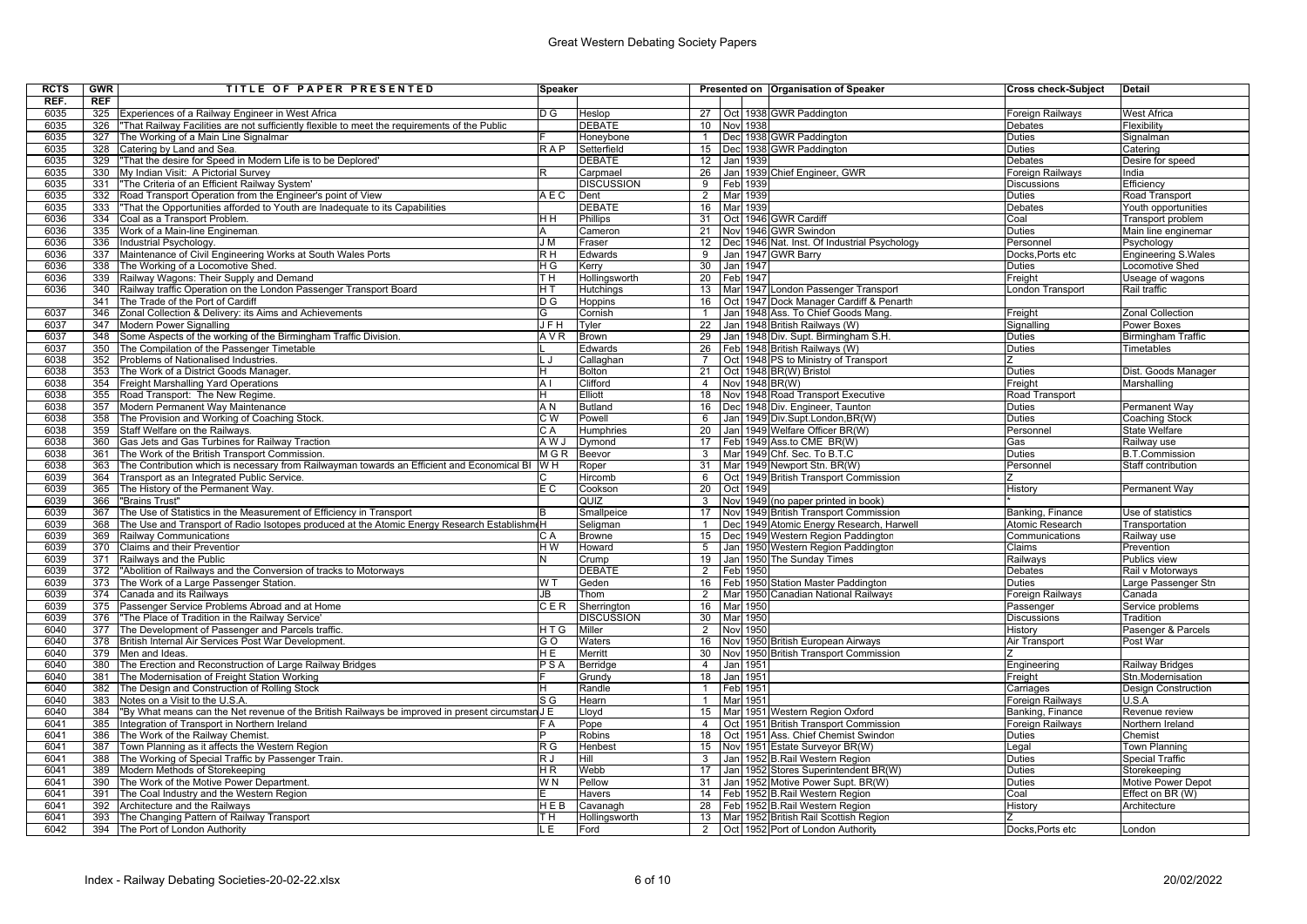# Great Western Debating Society Papers

| RCTS REF. | GWR REF | TITLE OF PAPER PRESENTED | Speaker | | Presented on | | | Organisation of Speaker | Cross check-Subject | Detail |
|---|---|---|---|---|---|---|---|---|---|---|
| 6035 | 325 | Experiences of a Railway Engineer in West Africa | D G | Heslop | 27 | Oct | 1938 | GWR Paddington | Foreign Railways | West Africa |
| 6035 | 326 | "That Railway Facilities are not sufficiently flexible to meet the requirements of the Public | | DEBATE | 10 | Nov | 1938 | | Debates | Flexibility |
| 6035 | 327 | The Working of a Main Line Signalman | F | Honeybone | 1 | Dec | 1938 | GWR Paddington | Duties | Signalman |
| 6035 | 328 | Catering by Land and Sea. | R A P | Setterfield | 15 | Dec | 1938 | GWR Paddington | Duties | Catering |
| 6035 | 329 | "That the desire for Speed in Modern Life is to be Deplored" | | DEBATE | 12 | Jan | 1939 | | Debates | Desire for speed |
| 6035 | 330 | My Indian Visit: A Pictorial Survey | R | Carpmael | 26 | Jan | 1939 | Chief Engineer, GWR | Foreign Railways | India |
| 6035 | 331 | "The Criteria of an Efficient Railway System" | | DISCUSSION | 9 | Feb | 1939 | | Discussions | Efficiency |
| 6035 | 332 | Road Transport Operation from the Engineer's point of View | A E C | Dent | 2 | Mar | 1939 | | Duties | Road Transport |
| 6035 | 333 | "That the Opportunities afforded to Youth are Inadequate to its Capabilities | | DEBATE | 16 | Mar | 1939 | | Debates | Youth opportunities |
| 6036 | 334 | Coal as a Transport Problem. | H H | Phillips | 31 | Oct | 1946 | GWR Cardiff | Coal | Transport problem |
| 6036 | 335 | Work of a Main-line Engineman. | A | Cameron | 21 | Nov | 1946 | GWR Swindon | Duties | Main line enginemar |
| 6036 | 336 | Industrial Psychology. | J M | Fraser | 12 | Dec | 1946 | Nat. Inst. Of Industrial Psychology | Personnel | Psychology |
| 6036 | 337 | Maintenance of Civil Engineering Works at South Wales Ports | R H | Edwards | 9 | Jan | 1947 | GWR Barry | Docks,Ports etc | Engineering S.Wales |
| 6036 | 338 | The Working of a Locomotive Shed. | H G | Kerry | 30 | Jan | 1947 | | Duties | Locomotive Shed |
| 6036 | 339 | Railway Wagons: Their Supply and Demand | T H | Hollingsworth | 20 | Feb | 1947 | | Freight | Useage of wagons |
| 6036 | 340 | Railway traffic Operation on the London Passenger Transport Board | H T | Hutchings | 13 | Mar | 1947 | London Passenger Transport | London Transport | Rail traffic |
| | 341 | The Trade of the Port of Cardiff | D G | Hoppins | 16 | Oct | 1947 | Dock Manager Cardiff & Penarth | | |
| 6037 | 346 | Zonal Collection & Delivery: its Aims and Achievements | G | Cornish | 1 | Jan | 1948 | Ass. To Chief Goods Mang. | Freight | Zonal Collection |
| 6037 | 347 | Modern Power Signalling | J F H | Tyler | 22 | Jan | 1948 | British Railways (W) | Signalling | Power Boxes |
| 6037 | 348 | Some Aspects of the working of the Birmingham Traffic Division. | A V R | Brown | 29 | Jan | 1948 | Div. Supt. Birmingham S.H. | Duties | Birmingham Traffic |
| 6037 | 350 | The Compilation of the Passenger Timetable | L | Edwards | 26 | Feb | 1948 | British Railways (W) | Duties | Timetables |
| 6038 | 352 | Problems of Nationalised Industries. | L J | Callaghan | 7 | Oct | 1948 | PS to Ministry of Transport | Z | |
| 6038 | 353 | The Work of a District Goods Manager. | H | Bolton | 21 | Oct | 1948 | BR(W) Bristol | Duties | Dist. Goods Manager |
| 6038 | 354 | Freight Marshalling Yard Operations | A I | Clifford | 4 | Nov | 1948 | BR(W) | Freight | Marshalling |
| 6038 | 355 | Road Transport: The New Regime. | H | Elliott | 18 | Nov | 1948 | Road Transport Executive | Road Transport | |
| 6038 | 357 | Modern Permanent Way Maintenance | A N | Butland | 16 | Dec | 1948 | Div. Engineer, Taunton | Duties | Permanent Way |
| 6038 | 358 | The Provision and Working of Coaching Stock. | C W | Powell | 6 | Jan | 1949 | Div.Supt.London,BR(W) | Duties | Coaching Stock |
| 6038 | 359 | Staff Welfare on the Railways. | C A | Humphries | 20 | Jan | 1949 | Welfare Officer BR(W) | Personnel | State Welfare |
| 6038 | 360 | Gas Jets and Gas Turbines for Railway Traction | A W J | Dymond | 17 | Feb | 1949 | Ass.to CME BR(W) | Gas | Railway use |
| 6038 | 361 | The Work of the British Transport Commission. | M G R | Beevor | 3 | Mar | 1949 | Chf. Sec. To B.T.C | Duties | B.T.Commission |
| 6038 | 363 | The Contribution which is necessary from Railwayman towards an Efficient and Economical BI | W H | Roper | 31 | Mar | 1949 | Newport Stn. BR(W) | Personnel | Staff contribution |
| 6039 | 364 | Transport as an Integrated Public Service. | C | Hircomb | 6 | Oct | 1949 | British Transport Commission | Z | |
| 6039 | 365 | The History of the Permanent Way. | E C | Cookson | 20 | Oct | 1949 | | History | Permanent Way |
| 6039 | 366 | "Brains Trust" | | QUIZ | 3 | Nov | 1949 | (no paper printed in book) | * | |
| 6039 | 367 | The Use of Statistics in the Measurement of Efficiency in Transport | B | Smallpeice | 17 | Nov | 1949 | British Transport Commission | Banking, Finance | Use of statistics |
| 6039 | 368 | The Use and Transport of Radio Isotopes produced at the Atomic Energy Research Establishm | H | Seligman | 1 | Dec | 1949 | Atomic Energy Research, Harwell | Atomic Research | Transportation |
| 6039 | 369 | Railway Communications | C A | Browne | 15 | Dec | 1949 | Western Region Paddington | Communications | Railway use |
| 6039 | 370 | Claims and their Prevention | H W | Howard | 5 | Jan | 1950 | Western Region Paddington | Claims | Prevention |
| 6039 | 371 | Railways and the Public | N | Crump | 19 | Jan | 1950 | The Sunday Times | Railways | Publics view |
| 6039 | 372 | "Abolition of Railways and the Conversion of tracks to Motorways | | DEBATE | 2 | Feb | 1950 | | Debates | Rail v Motorways |
| 6039 | 373 | The Work of a Large Passenger Station. | W T | Geden | 16 | Feb | 1950 | Station Master Paddington | Duties | Large Passenger Stn |
| 6039 | 374 | Canada and its Railways | JB | Thom | 2 | Mar | 1950 | Canadian National Railways | Foreign Railways | Canada |
| 6039 | 375 | Passenger Service Problems Abroad and at Home | C E R | Sherrington | 16 | Mar | 1950 | | Passenger | Service problems |
| 6039 | 376 | "The Place of Tradition in the Railway Service" | | DISCUSSION | 30 | Mar | 1950 | | Discussions | Tradition |
| 6040 | 377 | The Development of Passenger and Parcels traffic. | H T G | Miller | 2 | Nov | 1950 | | History | Pasenger & Parcels |
| 6040 | 378 | British Internal Air Services Post War Development. | G O | Waters | 16 | Nov | 1950 | British European Airways | Air Transport | Post War |
| 6040 | 379 | Men and Ideas. | H E | Merritt | 30 | Nov | 1950 | British Transport Commission | Z | |
| 6040 | 380 | The Erection and Reconstruction of Large Railway Bridges | P S A | Berridge | 4 | Jan | 1951 | | Engineering | Railway Bridges |
| 6040 | 381 | The Modernisation of Freight Station Working | F | Grundy | 18 | Jan | 1951 | | Freight | Stn.Modernisation |
| 6040 | 382 | The Design and Construction of Rolling Stock | H | Randle | 1 | Feb | 1951 | | Carriages | Design Construction |
| 6040 | 383 | Notes on a Visit to the U.S.A. | S G | Hearn | 1 | Mar | 1951 | | Foreign Railways | U.S.A |
| 6040 | 384 | "By What means can the Net revenue of the British Railways be improved in present circumstan | J E | Lloyd | 15 | Mar | 1951 | Western Region Oxford | Banking, Finance | Revenue review |
| 6041 | 385 | Integration of Transport in Northern Ireland | F A | Pope | 4 | Oct | 1951 | British Transport Commission | Foreign Railways | Northern Ireland |
| 6041 | 386 | The Work of the Railway Chemist. | P | Robins | 18 | Oct | 1951 | Ass. Chief Chemist Swindon | Duties | Chemist |
| 6041 | 387 | Town Planning as it affects the Western Region | R G | Henbest | 15 | Nov | 1951 | Estate Surveyor BR(W) | Legal | Town Planning |
| 6041 | 388 | The Working of Special Traffic by Passenger Train. | R J | Hill | 3 | Jan | 1952 | B.Rail Western Region | Duties | Special Traffic |
| 6041 | 389 | Modern Methods of Storekeeping | H R | Webb | 17 | Jan | 1952 | Stores Superintendent BR(W) | Duties | Storekeeping |
| 6041 | 390 | The Work of the Motive Power Department. | W N | Pellow | 31 | Jan | 1952 | Motive Power Supt. BR(W) | Duties | Motive Power Depot |
| 6041 | 391 | The Coal Industry and the Western Region | E | Havers | 14 | Feb | 1952 | B.Rail Western Region | Coal | Effect on BR (W) |
| 6041 | 392 | Architecture and the Railways | H E B | Cavanagh | 28 | Feb | 1952 | B.Rail Western Region | History | Architecture |
| 6041 | 393 | The Changing Pattern of Railway Transport | T H | Hollingsworth | 13 | Mar | 1952 | British Rail Scottish Region | Z | |
| 6042 | 394 | The Port of London Authority | L E | Ford | 2 | Oct | 1952 | Port of London Authority | Docks,Ports etc | London |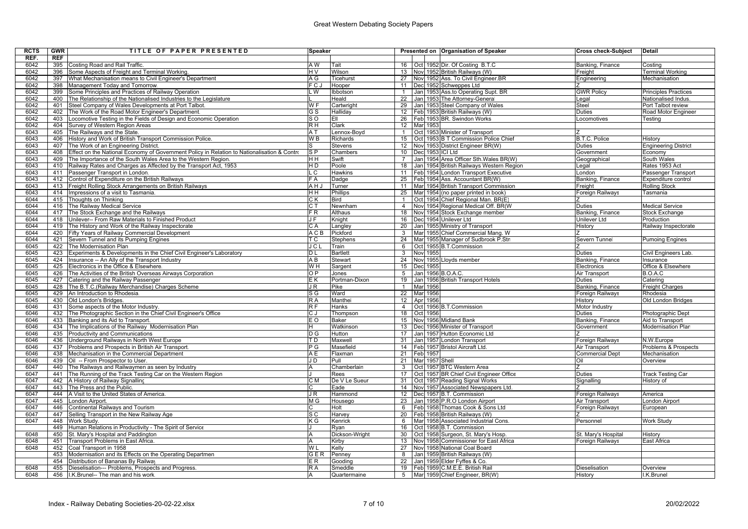# Great Western Debating Society Papers

| RCTS REF. | GWR REF | TITLE OF PAPER PRESENTED | Speaker | | Presented on | | | Organisation of Speaker | Cross check-Subject | Detail |
|---|---|---|---|---|---|---|---|---|---|---|
| 6042 | 395 | Costing Road and Rail Traffic. | A W | Tait | 16 | Oct | 1952 | Dir. Of Costing B.T.C | Banking, Finance | Costing |
| 6042 | 396 | Some Aspects of Freight and Terminal Working. | H V | Wilson | 13 | Nov | 1952 | British Railways (W) | Freight | Terminal Working |
| 6042 | 397 | What Mechanisation means to Civil Engineer's Department | A G | Ticehurst | 27 | Nov | 1952 | Ass. To Civil Engineer.BR | Engineering | Mechanisation |
| 6042 | 398 | Management Today and Tomorrow. | F C J | Hooper | 11 | Dec | 1952 | Schweppes Ltd | Z | |
| 6042 | 399 | Some Principles and Practices of Railway Operation | L W | Ibbotson | 1 | Jan | 1953 | Ass.to Operating Supt. BR | GWR Policy | Principles Practices |
| 6042 | 400 | The Relationship of the Nationalised Industries to the Legislature | L | Heald | 22 | Jan | 1953 | The Attorney-General | Legal | Nationalised Indus. |
| 6042 | 401 | Steel Company of Wales Developments at Port Talbot. | W F | Cartwright | 29 | Jan | 1953 | Steel Company of Wales | Steel | Port Talbot review |
| 6042 | 402 | The Work of the Road Motor Engineer's Department. | G S | Halliday | 12 | Feb | 1953 | British Railways (W) | Duties | Road Motor Engineer |
| 6042 | 403 | Locomotive Testing in the Fields of Design and Economic Operation | S O | Ell | 26 | Feb | 1953 | BR. Swindon Works | Locomotives | Testing |
| 6042 | 404 | Survey of Western Region Areas | R H | Clark | 12 | Mar | 1953 | | | |
| 6043 | 405 | The Railways and the State. | A T | Lennox-Boyd | 1 | Oct | 1953 | Minister of Transport | Z | |
| 6043 | 406 | History and Work of British Transport Commission Police. | W B | Richards | 15 | Oct | 1953 | B T Commission Police Chief | B.T.C. Police | History |
| 6043 | 407 | The Work of an Engineering District. | S | Stevens | 12 | Nov | 1953 | District Engineer BR(W) | Duties | Engineering District |
| 6043 | 408 | Effect on the National Economy of Government Policy in Relation to Nationalisation & Contro | S P | Chambers | 10 | Dec | 1953 | ICI Ltd | Government | Economy |
| 6043 | 409 | The Importance of the South Wales Area to the Western Region. | H H | Swift | 7 | Jan | 1954 | Area Officer Sth.Wales BR(W) | Geographical | South Wales |
| 6043 | 410 | Railway Rates and Charges as Affected by the Transport Act, 1953 | H D | Poole | 18 | Jan | 1954 | British Railways Western Region | Legal | Rates 1953 Act |
| 6043 | 411 | Passenger Transport in London. | L C | Hawkins | 11 | Feb | 1954 | London Transport Executive | London | Passenger Transport |
| 6043 | 412 | Control of Expenditure on the British Railways | F A | Dadge | 25 | Feb | 1954 | Ass. Accountant BR(W) | Banking, Finance | Expenditure control |
| 6043 | 413 | Freight Rolling Stock Arrangements on British Railways | A H J | Turner | 11 | Mar | 1954 | British Transport Commission | Freight | Rolling Stock |
| 6043 | 414 | Impressions of a visit to Tasmania. | H H | Phillips | 25 | Mar | 1954 | (no paper printed in book) | Foreign Railways | Tasmania |
| 6044 | 415 | Thoughts on Thinking. | C K | Bird | 1 | Oct | 1954 | Chief Regional Man. BR(E) | Z | |
| 6044 | 416 | The Railway Medical Service | C T | Newnham | 4 | Nov | 1954 | Regional Medical Off. BR(W | Duties | Medical Service |
| 6044 | 417 | The Stock Exchange and the Railways | F R | Althaus | 18 | Nov | 1954 | Stock Exchange member | Banking, Finance | Stock Exchange |
| 6044 | 418 | Unilever-- From Raw Materials to Finished Product | J F | Knight | 16 | Dec | 1954 | Unilever Ltd | Unilever Ltd | Production |
| 6044 | 419 | The History and Work of the Railway Inspectorate | C A | Langley | 20 | Jan | 1955 | Ministry of Transport | History | Railway Inspectorate |
| 6044 | 420 | Fifty Years of Railway Commercial Development | A C B | Pickford | 3 | Mar | 1955 | Chief Commercial Mang. W | Z | |
| 6044 | 421 | Severn Tunnel and its Pumping Engines | T C | Stephens | 24 | Mar | 1955 | Manager of Sudbrook P.Stn | Severn Tunnel | Pumoing Engines |
| 6045 | 422 | The Modernisation Plan | J C L | Train | 6 | Oct | 1955 | B.T.Commission | Z | |
| 6045 | 423 | Experiments & Developments in the Chief Civil Engineer's Laboratory | D L | Bartlett | 3 | Nov | 1955 | | Duties | Civil Engineers Lab. |
| 6045 | 424 | Insurance -- An Ally of the Transport Industry | A B | Stewart | 24 | Nov | 1955 | Lloyds member | Banking, Finance | Insurance |
| 6045 | 425 | Electronics in the Office & Elsewhere. | W H | Sargent | 15 | Dec | 1955 | | Electronics | Office & Elsewhere |
| 6045 | 426 | The Activities of the British Overseas Airways Corporation | O P | Jones | 5 | Jan | 1956 | B.O.A.C. | Air Transport | B.O.A.C |
| 6045 | 427 | Catering and the Railway Passenger | E K | Portman-Dixon | 19 | Jan | 1956 | British Transport Hotels | Duties | Catering |
| 6045 | 428 | The B.T.C.(Railway Merchandise) Charges Scheme | J R | Pike | 1 | Mar | 1956 | | Banking, Finance | Freight Charges |
| 6045 | 429 | An Introduction to Rhodesia. | S G | Ward | 22 | Mar | 1956 | | Foreign Railways | Rhodesia |
| 6045 | 430 | Old London's Bridges. | R A | Manthei | 12 | Apr | 1956 | | History | Old London Bridges |
| 6046 | 431 | Some aspects of the Motor Industry. | R F | Hanks | 4 | Oct | 1956 | B.T.Commission | Motor Industry | |
| 6046 | 432 | The Photographic Section in the Chief Civil Engineer's Office | C J | Thompson | 18 | Oct | 1956 | | Duties | Photographic Dept |
| 6046 | 433 | Banking and its Aid to Transport. | E O | Baker | 15 | Nov | 1956 | Midland Bank | Banking, Finance | Aid to Transport |
| 6046 | 434 | The Implications of the Railway Modernisation Plan | H | Watkinson | 13 | Dec | 1956 | Minister of Transport | Government | Modernisation Plan |
| 6046 | 435 | Productivity and Communications | D G | Hutton | 17 | Jan | 1957 | Hutton Economic Ltd | Z | |
| 6046 | 436 | Underground Railways in North West Europe | T D | Maxwell | 31 | Jan | 1957 | London Transport | Foreign Railways | N.W.Europe |
| 6046 | 437 | Problems and Prospects in British Air Transport. | P G | Masefield | 14 | Feb | 1957 | Bristol Aircraft Ltd. | Air Transport | Problems & Prospects |
| 6046 | 438 | Mechanisation in the Commercial Department | A E | Flaxman | 21 | Feb | 1957 | | Commercial Dept | Mechanisation |
| 6046 | 439 | Oil -- From Prospector to User. | J D | Pull | 21 | Mar | 1957 | Shell | Oil | Overview |
| 6047 | 440 | The Railways and Railwaymen as seen by Industry | A | Chamberlain | 3 | Oct | 1957 | BTC Western Area | Z | |
| 6047 | 441 | The Running of the Track Testing Car on the Western Region | J | Rees | 17 | Oct | 1957 | BR Chief Civil Engineer Office | Duties | Track Testing Car |
| 6047 | 442 | A History of Railway Signalling | C M | De V Le Sueur | 31 | Oct | 1957 | Reading Signal Works | Signalling | History of |
| 6047 | 443 | The Press and the Public. | C | Eade | 14 | Nov | 1957 | Associated Newspapers Ltd. | Z | |
| 6047 | 444 | A Visit to the United States of America. | J R | Hammond | 12 | Dec | 1957 | B.T. Commission | Foreign Railways | America |
| 6047 | 445 | London Airport. | M G | Housego | 23 | Jan | 1958 | P.R.O London Airport | Air Transport | London Airport |
| 6047 | 446 | Continental Railways and Tourism | C | Holt | 6 | Feb | 1958 | Thomas Cook & Sons Ltd | Foreign Railways | European |
| 6047 | 447 | Selling Transport in the New Railway Age | S C | Harvey | 20 | Feb | 1958 | British Railways (W) | Z | |
| 6047 | 448 | Work Study. | K G | Kenrick | 6 | Mar | 1958 | Associated Industrial Cons. | Personnel | Work Study |
| | 449 | Human Relations in Productivity - The Spirit of Service | J | Ryan | 16 | Oct | 1958 | B.T. Commission | | |
| 6048 | 450 | St. Mary's Hospital and Paddington | A | Dickson-Wright | 30 | Oct | 1958 | Surgeon, St. Mary's Hosp. | St. Mary's Hospital | History |
| 6048 | 451 | Transport Problems in East Africa. | A | Kirby | 13 | Nov | 1958 | Commissioner for East Africa | Foreign Railways | East Africa |
| 6048 | 452 | Coal Transport in 1958 | W L | Kelly | 27 | Nov | 1958 | National Coal Board | | |
| | 453 | Modernisation and its Effects on the Operating Departmen | G E R | Penney | 8 | Jan | 1959 | British Railways (W) | | |
| | 454 | Distribution of Bananas By Railway | E R | Gooding | 22 | Jan | 1959 | Elder Fyffes & Co. | | |
| 6048 | 455 | Dieselisation--- Problems, Prospects and Progress. | R A | Smeddle | 19 | Feb | 1959 | C.M.E.E. British Rail | Dieselisation | Overview |
| 6048 | 456 | I.K.Brunel-- The man and his work. | A | Quartermaine | 5 | Mar | 1959 | Chief Engineer, BR(W) | History | I.K.Brunel |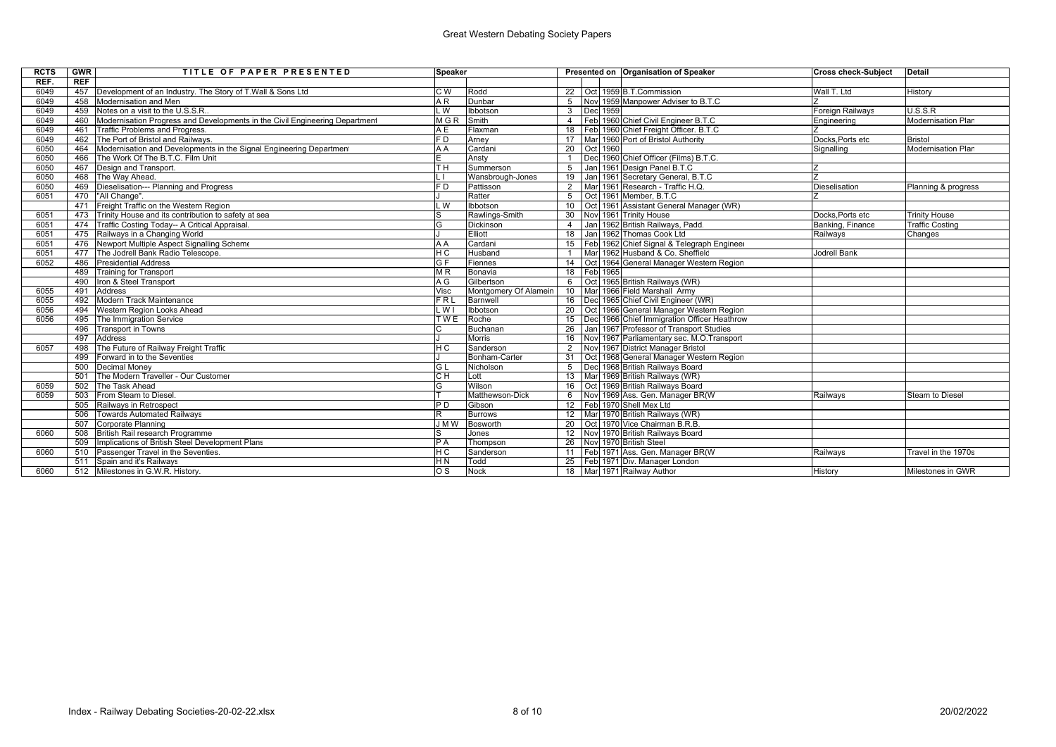# Great Western Debating Society Papers

| RCTS REF. | GWR REF | TITLE OF PAPER PRESENTED | Speaker | | Presented on | | | Organisation of Speaker | Cross check-Subject | Detail |
|---|---|---|---|---|---|---|---|---|---|---|
| 6049 | 457 | Development of an Industry. The Story of T.Wall & Sons Ltd | C W | Rodd | 22 | Oct | 1959 | B.T.Commission | Wall T. Ltd | History |
| 6049 | 458 | Modernisation and Men | A R | Dunbar | 5 | Nov | 1959 | Manpower Adviser to B.T.C | Z | |
| 6049 | 459 | Notes on a visit to the U.S.S.R.. | L W | Ibbotson | 3 | Dec | 1959 | | Foreign Railways | U.S.S.R |
| 6049 | 460 | Modernisation Progress and Developments in the Civil Engineering Department | M G R | Smith | 4 | Feb | 1960 | Chief Civil Engineer B.T.C | Engineering | Modernisation Plan |
| 6049 | 461 | Traffic Problems and Progress. | A E | Flaxman | 18 | Feb | 1960 | Chief Freight Officer. B.T.C | Z | |
| 6049 | 462 | The Port of Bristol and Railways. | F D | Arney | 17 | Mar | 1960 | Port of Bristol Authority | Docks,Ports etc | Bristol |
| 6050 | 464 | Modernisation and Developments in the Signal Engineering Department | A A | Cardani | 20 | Oct | 1960 | | Signalling | Modernisation Plan |
| 6050 | 466 | The Work Of The B.T.C. Film Unit | E | Ansty | 1 | Dec | 1960 | Chief Officer (Films) B.T.C. | | |
| 6050 | 467 | Design and Transport. | T H | Summerson | 5 | Jan | 1961 | Design Panel B.T.C | Z | |
| 6050 | 468 | The Way Ahead. | L I | Wansbrough-Jones | 19 | Jan | 1961 | Secretary General, B.T.C | Z | |
| 6050 | 469 | Dieselisation--- Planning and Progress | F D | Pattisson | 2 | Mar | 1961 | Research - Traffic H.Q. | Dieselisation | Planning & progress |
| 6051 | 470 | "All Change". | J | Ratter | 5 | Oct | 1961 | Member, B.T.C | Z | |
| | 471 | Freight Traffic on the Western Region | L W | Ibbotson | 10 | Oct | 1961 | Assistant General Manager (WR) | | |
| 6051 | 473 | Trinity House and its contribution to safety at sea | S | Rawlings-Smith | 30 | Nov | 1961 | Trinity House | Docks,Ports etc | Trinity House |
| 6051 | 474 | Traffic Costing Today-- A Critical Appraisal. | G | Dickinson | 4 | Jan | 1962 | British Railways, Padd. | Banking, Finance | Traffic Costing |
| 6051 | 475 | Railways in a Changing World | J | Elliott | 18 | Jan | 1962 | Thomas Cook Ltd | Railways | Changes |
| 6051 | 476 | Newport Multiple Aspect Signalling Scheme | A A | Cardani | 15 | Feb | 1962 | Chief Signal & Telegraph Engineer | | |
| 6051 | 477 | The Jodrell Bank Radio Telescope. | H C | Husband | 1 | Mar | 1962 | Husband & Co. Sheffield | Jodrell Bank | |
| 6052 | 486 | Presidential Address | G F | Fiennes | 14 | Oct | 1964 | General Manager Western Region | | |
| | 489 | Training for Transport | M R | Bonavia | 18 | Feb | 1965 | | | |
| | 490 | Iron & Steel Transport | A G | Gilbertson | 6 | Oct | 1965 | British Railways (WR) | | |
| 6055 | 491 | Address | Visc | Montgomery Of Alamein | 10 | Mar | 1966 | Field Marshall Army | | |
| 6055 | 492 | Modern Track Maintenance | F R L | Barnwell | 16 | Dec | 1965 | Chief Civil Engineer (WR) | | |
| 6056 | 494 | Western Region Looks Ahead | L W I | Ibbotson | 20 | Oct | 1966 | General Manager Western Region | | |
| 6056 | 495 | The Immigration Service | T W E | Roche | 15 | Dec | 1966 | Chief Immigration Officer Heathrow | | |
| | 496 | Transport in Towns | C | Buchanan | 26 | Jan | 1967 | Professor of Transport Studies | | |
| | 497 | Address | J | Morris | 16 | Nov | 1967 | Parliamentary sec. M.O.Transport | | |
| 6057 | 498 | The Future of Railway Freight Traffic | H C | Sanderson | 2 | Nov | 1967 | District Manager Bristol | | |
| | 499 | Forward in to the Seventies | J | Bonham-Carter | 31 | Oct | 1968 | General Manager Western Region | | |
| | 500 | Decimal Money | G L | Nicholson | 5 | Dec | 1968 | British Railways Board | | |
| | 501 | The Modern Traveller - Our Customer | C H | Lott | 13 | Mar | 1969 | British Railways (WR) | | |
| 6059 | 502 | The Task Ahead | G | Wilson | 16 | Oct | 1969 | British Railways Board | | |
| 6059 | 503 | From Steam to Diesel. | T | Matthewson-Dick | 6 | Nov | 1969 | Ass. Gen. Manager BR(W | Railways | Steam to Diesel |
| | 505 | Railways in Retrospect | P D | Gibson | 12 | Feb | 1970 | Shell Mex Ltd | | |
| | 506 | Towards Automated Railways | R | Burrows | 12 | Mar | 1970 | British Railways (WR) | | |
| | 507 | Corporate Planning | J M W | Bosworth | 20 | Oct | 1970 | Vice Chairman B.R.B. | | |
| 6060 | 508 | British Rail research Programme | S | Jones | 12 | Nov | 1970 | British Railways Board | | |
| | 509 | Implications of British Steel Development Plans | P A | Thompson | 26 | Nov | 1970 | British Steel | | |
| 6060 | 510 | Passenger Travel in the Seventies. | H C | Sanderson | 11 | Feb | 1971 | Ass. Gen. Manager BR(W | Railways | Travel in the 1970s |
| | 511 | Spain and it's Railways | H N | Todd | 25 | Feb | 1971 | Div. Manager London | | |
| 6060 | 512 | Milestones in G.W.R. History. | O S | Nock | 18 | Mar | 1971 | Railway Author | History | Milestones in GWR |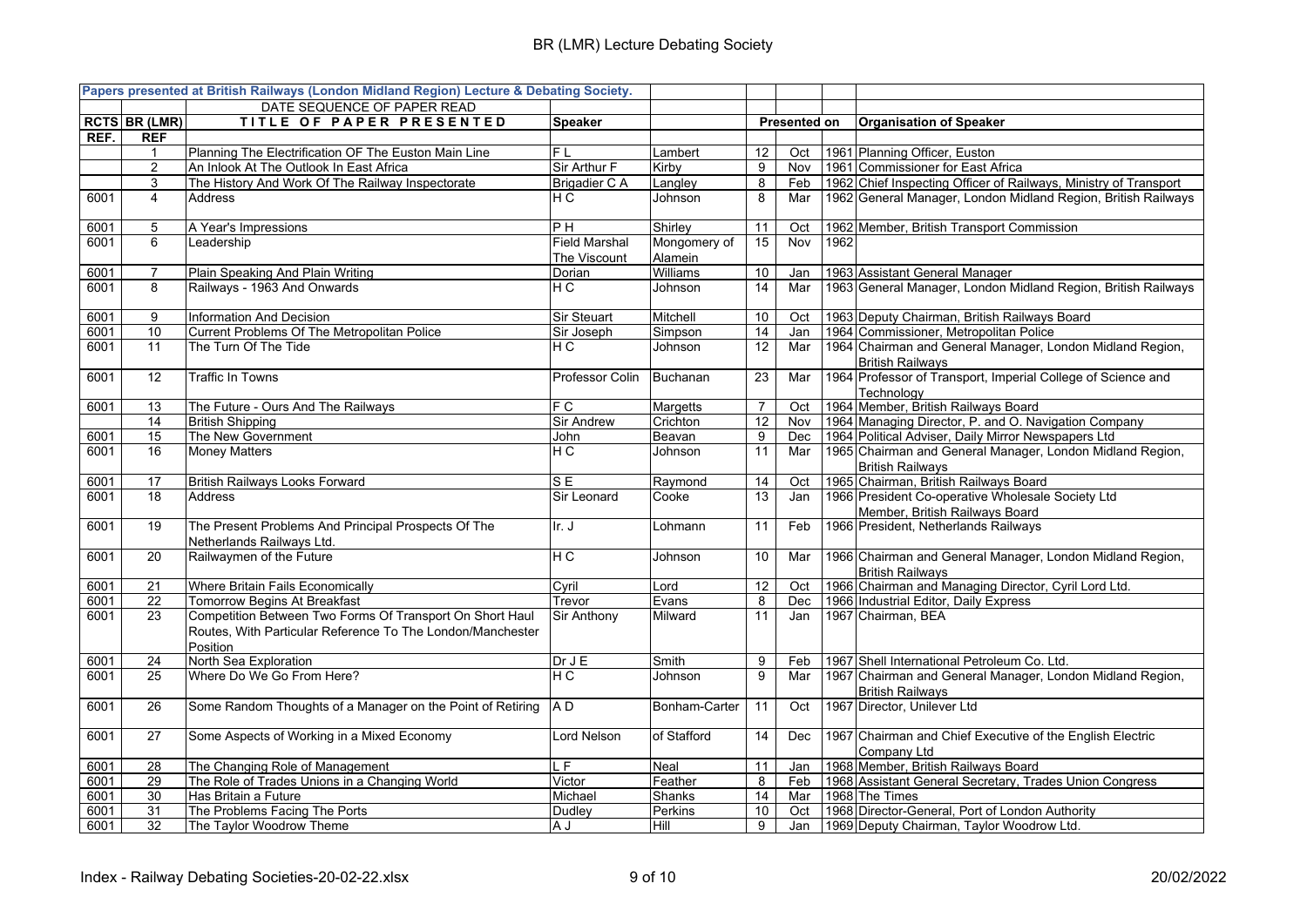| Papers presented at British Railways (London Midland Region) Lecture & Debating Society. | | | | | | | | |
|---|---|---|---|---|---|---|---|---|
| | | DATE SEQUENCE OF PAPER READ | | | | | | |
| RCTS | BR (LMR) | TITLE OF PAPER PRESENTED | Speaker | | Presented on | | | Organisation of Speaker |
| REF. | REF | | | | | | | |
| | 1 | Planning The Electrification OF The Euston Main Line | F L | Lambert | 12 | Oct | 1961 | Planning Officer, Euston |
| | 2 | An Inlook At The Outlook In East Africa | Sir Arthur F | Kirby | 9 | Nov | 1961 | Commissioner for East Africa |
| | 3 | The History And Work Of The Railway Inspectorate | Brigadier C A | Langley | 8 | Feb | 1962 | Chief Inspecting Officer of Railways, Ministry of Transport |
| 6001 | 4 | Address | H C | Johnson | 8 | Mar | 1962 | General Manager, London Midland Region, British Railways |
| 6001 | 5 | A Year's Impressions | P H | Shirley | 11 | Oct | 1962 | Member, British Transport Commission |
| 6001 | 6 | Leadership | Field Marshal The Viscount | Mongomery of Alamein | 15 | Nov | 1962 | |
| 6001 | 7 | Plain Speaking And Plain Writing | Dorian | Williams | 10 | Jan | 1963 | Assistant General Manager |
| 6001 | 8 | Railways - 1963 And Onwards | H C | Johnson | 14 | Mar | 1963 | General Manager, London Midland Region, British Railways |
| 6001 | 9 | Information And Decision | Sir Steuart | Mitchell | 10 | Oct | 1963 | Deputy Chairman, British Railways Board |
| 6001 | 10 | Current Problems Of The Metropolitan Police | Sir Joseph | Simpson | 14 | Jan | 1964 | Commissioner, Metropolitan Police |
| 6001 | 11 | The Turn Of The Tide | H C | Johnson | 12 | Mar | 1964 | Chairman and General Manager, London Midland Region, British Railways |
| 6001 | 12 | Traffic In Towns | Professor Colin | Buchanan | 23 | Mar | 1964 | Professor of Transport, Imperial College of Science and Technology |
| 6001 | 13 | The Future - Ours And The Railways | F C | Margetts | 7 | Oct | 1964 | Member, British Railways Board |
| | 14 | British Shipping | Sir Andrew | Crichton | 12 | Nov | 1964 | Managing Director, P. and O. Navigation Company |
| 6001 | 15 | The New Government | John | Beavan | 9 | Dec | 1964 | Political Adviser, Daily Mirror Newspapers Ltd |
| 6001 | 16 | Money Matters | H C | Johnson | 11 | Mar | 1965 | Chairman and General Manager, London Midland Region, British Railways |
| 6001 | 17 | British Railways Looks Forward | S E | Raymond | 14 | Oct | 1965 | Chairman, British Railways Board |
| 6001 | 18 | Address | Sir Leonard | Cooke | 13 | Jan | 1966 | President Co-operative Wholesale Society Ltd Member, British Railways Board |
| 6001 | 19 | The Present Problems And Principal Prospects Of The Netherlands Railways Ltd. | Ir. J | Lohmann | 11 | Feb | 1966 | President, Netherlands Railways |
| 6001 | 20 | Railwaymen of the Future | H C | Johnson | 10 | Mar | 1966 | Chairman and General Manager, London Midland Region, British Railways |
| 6001 | 21 | Where Britain Fails Economically | Cyril | Lord | 12 | Oct | 1966 | Chairman and Managing Director, Cyril Lord Ltd. |
| 6001 | 22 | Tomorrow Begins At Breakfast | Trevor | Evans | 8 | Dec | 1966 | Industrial Editor, Daily Express |
| 6001 | 23 | Competition Between Two Forms Of Transport On Short Haul Routes, With Particular Reference To The London/Manchester Position | Sir Anthony | Milward | 11 | Jan | 1967 | Chairman, BEA |
| 6001 | 24 | North Sea Exploration | Dr J E | Smith | 9 | Feb | 1967 | Shell International Petroleum Co. Ltd. |
| 6001 | 25 | Where Do We Go From Here? | H C | Johnson | 9 | Mar | 1967 | Chairman and General Manager, London Midland Region, British Railways |
| 6001 | 26 | Some Random Thoughts of a Manager on the Point of Retiring | A D | Bonham-Carter | 11 | Oct | 1967 | Director, Unilever Ltd |
| 6001 | 27 | Some Aspects of Working in a Mixed Economy | Lord Nelson | of Stafford | 14 | Dec | 1967 | Chairman and Chief Executive of the English Electric Company Ltd |
| 6001 | 28 | The Changing Role of Management | L F | Neal | 11 | Jan | 1968 | Member, British Railways Board |
| 6001 | 29 | The Role of Trades Unions in a Changing World | Victor | Feather | 8 | Feb | 1968 | Assistant General Secretary, Trades Union Congress |
| 6001 | 30 | Has Britain a Future | Michael | Shanks | 14 | Mar | 1968 | The Times |
| 6001 | 31 | The Problems Facing The Ports | Dudley | Perkins | 10 | Oct | 1968 | Director-General, Port of London Authority |
| 6001 | 32 | The Taylor Woodrow Theme | A J | Hill | 9 | Jan | 1969 | Deputy Chairman, Taylor Woodrow Ltd. |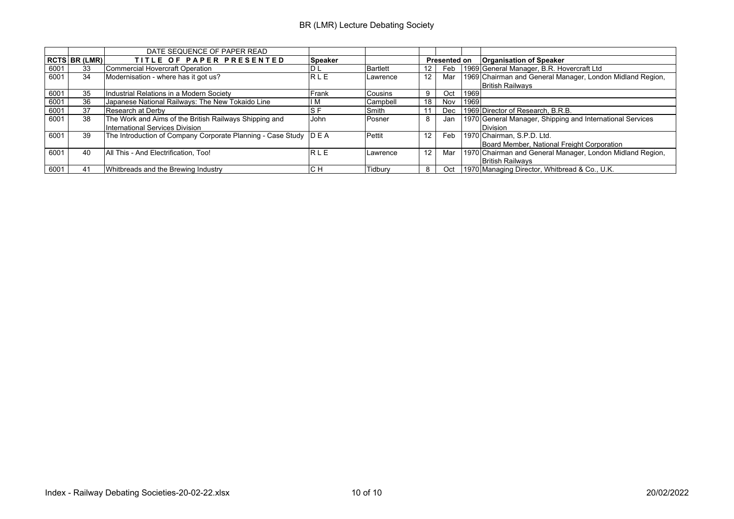# BR (LMR) Lecture Debating Society

| | | DATE SEQUENCE OF PAPER READ | | | | | | |
|---|---|---|---|---|---|---|---|---|
| RCTS | BR (LMR) | TITLE OF PAPER PRESENTED | Speaker | | Presented on | | | Organisation of Speaker |
| 6001 | 33 | Commercial Hovercraft Operation | D L | Bartlett | 12 | Feb | 1969 | General Manager, B.R. Hovercraft Ltd |
| 6001 | 34 | Modernisation - where has it got us? | R L E | Lawrence | 12 | Mar | 1969 | Chairman and General Manager, London Midland Region, British Railways |
| 6001 | 35 | Industrial Relations in a Modern Society | Frank | Cousins | 9 | Oct | 1969 | |
| 6001 | 36 | Japanese National Railways: The New Tokaido Line | I M | Campbell | 18 | Nov | 1969 | |
| 6001 | 37 | Research at Derby | S F | Smith | 11 | Dec | 1969 | Director of Research, B.R.B. |
| 6001 | 38 | The Work and Aims of the British Railways Shipping and International Services Division | John | Posner | 8 | Jan | 1970 | General Manager, Shipping and International Services Division |
| 6001 | 39 | The Introduction of Company Corporate Planning - Case Study | D E A | Pettit | 12 | Feb | 1970 | Chairman, S.P.D. Ltd. Board Member, National Freight Corporation |
| 6001 | 40 | All This - And Electrification, Too! | R L E | Lawrence | 12 | Mar | 1970 | Chairman and General Manager, London Midland Region, British Railways |
| 6001 | 41 | Whitbreads and the Brewing Industry | C H | Tidbury | 8 | Oct | 1970 | Managing Director, Whitbread & Co., U.K. |